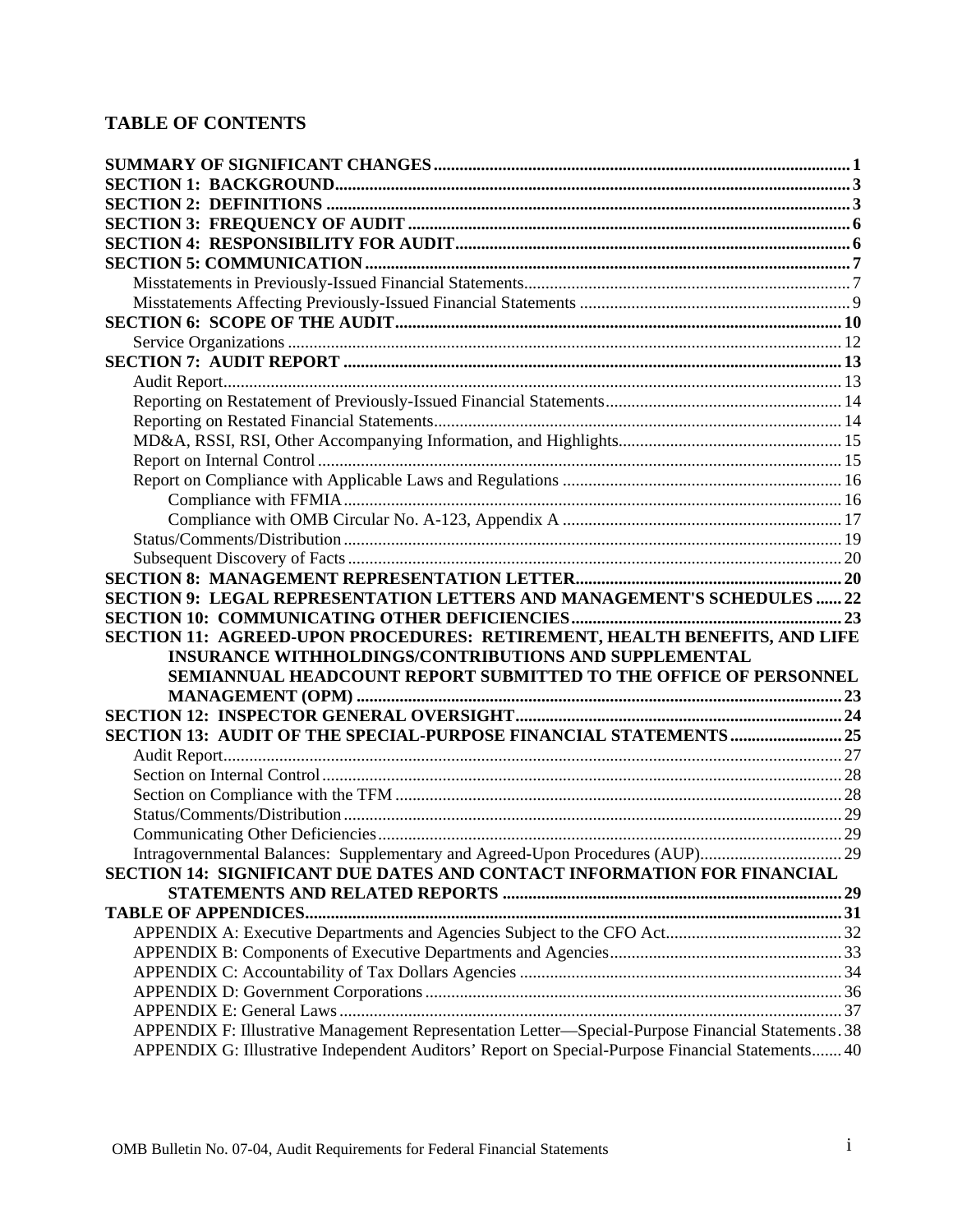# TABLE OF CONTENTS

**SUMMARY OF SIGNIFICANT CHANGES** ..... 1
**SECTION 1: BACKGROUND** ..... 3
**SECTION 2: DEFINITIONS** ..... 3
**SECTION 3: FREQUENCY OF AUDIT** ..... 6
**SECTION 4: RESPONSIBILITY FOR AUDIT** ..... 6
**SECTION 5: COMMUNICATION** ..... 7
- Misstatements in Previously-Issued Financial Statements ..... 7
- Misstatements Affecting Previously-Issued Financial Statements ..... 9

**SECTION 6: SCOPE OF THE AUDIT** ..... 10
- Service Organizations ..... 12

**SECTION 7: AUDIT REPORT** ..... 13
- Audit Report ..... 13
- Reporting on Restatement of Previously-Issued Financial Statements ..... 14
- Reporting on Restated Financial Statements ..... 14
- MD&A, RSSI, RSI, Other Accompanying Information, and Highlights ..... 15
- Report on Internal Control ..... 15
- Report on Compliance with Applicable Laws and Regulations ..... 16
  - Compliance with FFMIA ..... 16
  - Compliance with OMB Circular No. A-123, Appendix A ..... 17
- Status/Comments/Distribution ..... 19
- Subsequent Discovery of Facts ..... 20

**SECTION 8: MANAGEMENT REPRESENTATION LETTER** ..... 20
**SECTION 9: LEGAL REPRESENTATION LETTERS AND MANAGEMENT'S SCHEDULES** ..... 22
**SECTION 10: COMMUNICATING OTHER DEFICIENCIES** ..... 23
**SECTION 11: AGREED-UPON PROCEDURES: RETIREMENT, HEALTH BENEFITS, AND LIFE INSURANCE WITHHOLDINGS/CONTRIBUTIONS AND SUPPLEMENTAL SEMIANNUAL HEADCOUNT REPORT SUBMITTED TO THE OFFICE OF PERSONNEL MANAGEMENT (OPM)** ..... 23
**SECTION 12: INSPECTOR GENERAL OVERSIGHT** ..... 24
**SECTION 13: AUDIT OF THE SPECIAL-PURPOSE FINANCIAL STATEMENTS** ..... 25
- Audit Report ..... 27
- Section on Internal Control ..... 28
- Section on Compliance with the TFM ..... 28
- Status/Comments/Distribution ..... 29
- Communicating Other Deficiencies ..... 29
- Intragovernmental Balances: Supplementary and Agreed-Upon Procedures (AUP) ..... 29

**SECTION 14: SIGNIFICANT DUE DATES AND CONTACT INFORMATION FOR FINANCIAL STATEMENTS AND RELATED REPORTS** ..... 29
**TABLE OF APPENDICES** ..... 31
- APPENDIX A: Executive Departments and Agencies Subject to the CFO Act ..... 32
- APPENDIX B: Components of Executive Departments and Agencies ..... 33
- APPENDIX C: Accountability of Tax Dollars Agencies ..... 34
- APPENDIX D: Government Corporations ..... 36
- APPENDIX E: General Laws ..... 37
- APPENDIX F: Illustrative Management Representation Letter—Special-Purpose Financial Statements ..... 38
- APPENDIX G: Illustrative Independent Auditors' Report on Special-Purpose Financial Statements ..... 40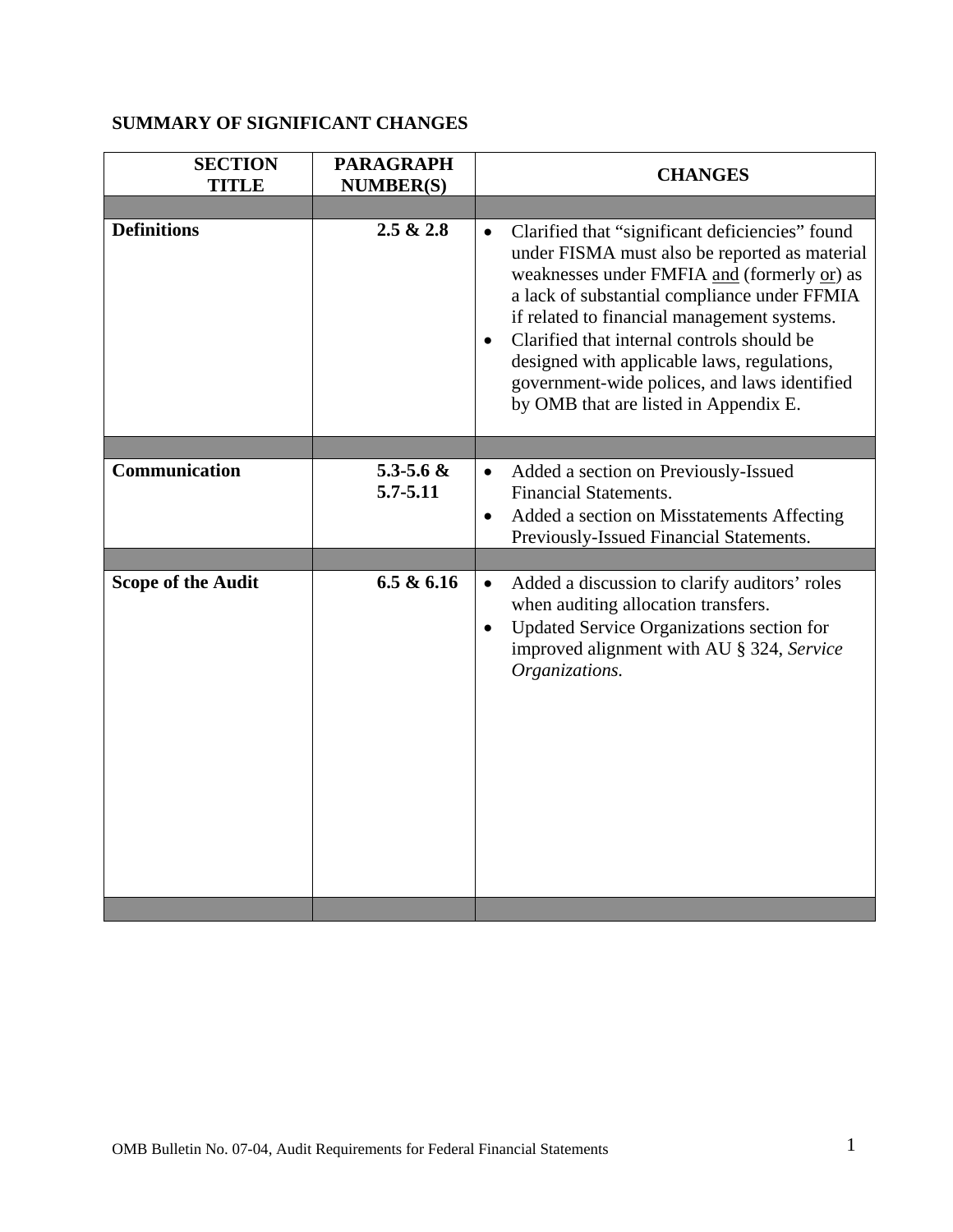**SUMMARY OF SIGNIFICANT CHANGES**

| SECTION TITLE | PARAGRAPH NUMBER(S) | CHANGES |
|---|---|---|
| **Definitions** | **2.5 & 2.8** | • Clarified that "significant deficiencies" found under FISMA must also be reported as material weaknesses under FMFIA <u>and</u> (formerly <u>or</u>) as a lack of substantial compliance under FFMIA if related to financial management systems.<br>• Clarified that internal controls should be designed with applicable laws, regulations, government-wide polices, and laws identified by OMB that are listed in Appendix E. |
| **Communication** | **5.3-5.6 & 5.7-5.11** | • Added a section on Previously-Issued Financial Statements.<br>• Added a section on Misstatements Affecting Previously-Issued Financial Statements. |
| **Scope of the Audit** | **6.5 & 6.16** | • Added a discussion to clarify auditors' roles when auditing allocation transfers.<br>• Updated Service Organizations section for improved alignment with AU § 324, *Service Organizations.* |

OMB Bulletin No. 07-04, Audit Requirements for Federal Financial Statements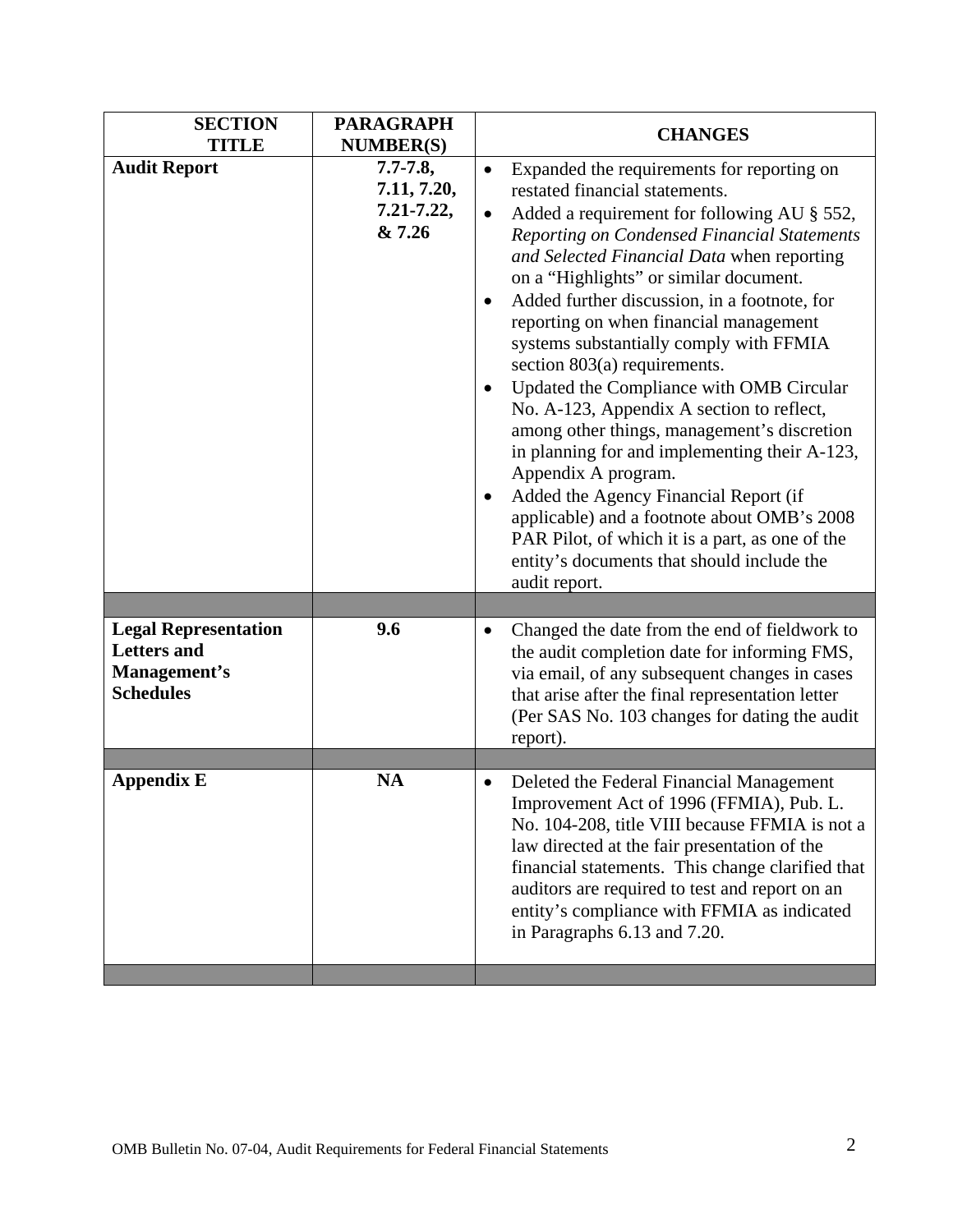| SECTION TITLE | PARAGRAPH NUMBER(S) | CHANGES |
|---|---|---|
| **Audit Report** | **7.7-7.8, 7.11, 7.20, 7.21-7.22, & 7.26** | • Expanded the requirements for reporting on restated financial statements.<br>• Added a requirement for following AU § 552, *Reporting on Condensed Financial Statements and Selected Financial Data* when reporting on a "Highlights" or similar document.<br>• Added further discussion, in a footnote, for reporting on when financial management systems substantially comply with FFMIA section 803(a) requirements.<br>• Updated the Compliance with OMB Circular No. A-123, Appendix A section to reflect, among other things, management's discretion in planning for and implementing their A-123, Appendix A program.<br>• Added the Agency Financial Report (if applicable) and a footnote about OMB's 2008 PAR Pilot, of which it is a part, as one of the entity's documents that should include the audit report. |
| | | |
| **Legal Representation Letters and Management's Schedules** | **9.6** | • Changed the date from the end of fieldwork to the audit completion date for informing FMS, via email, of any subsequent changes in cases that arise after the final representation letter (Per SAS No. 103 changes for dating the audit report). |
| | | |
| **Appendix E** | **NA** | • Deleted the Federal Financial Management Improvement Act of 1996 (FFMIA), Pub. L. No. 104-208, title VIII because FFMIA is not a law directed at the fair presentation of the financial statements. This change clarified that auditors are required to test and report on an entity's compliance with FFMIA as indicated in Paragraphs 6.13 and 7.20. |
| | | |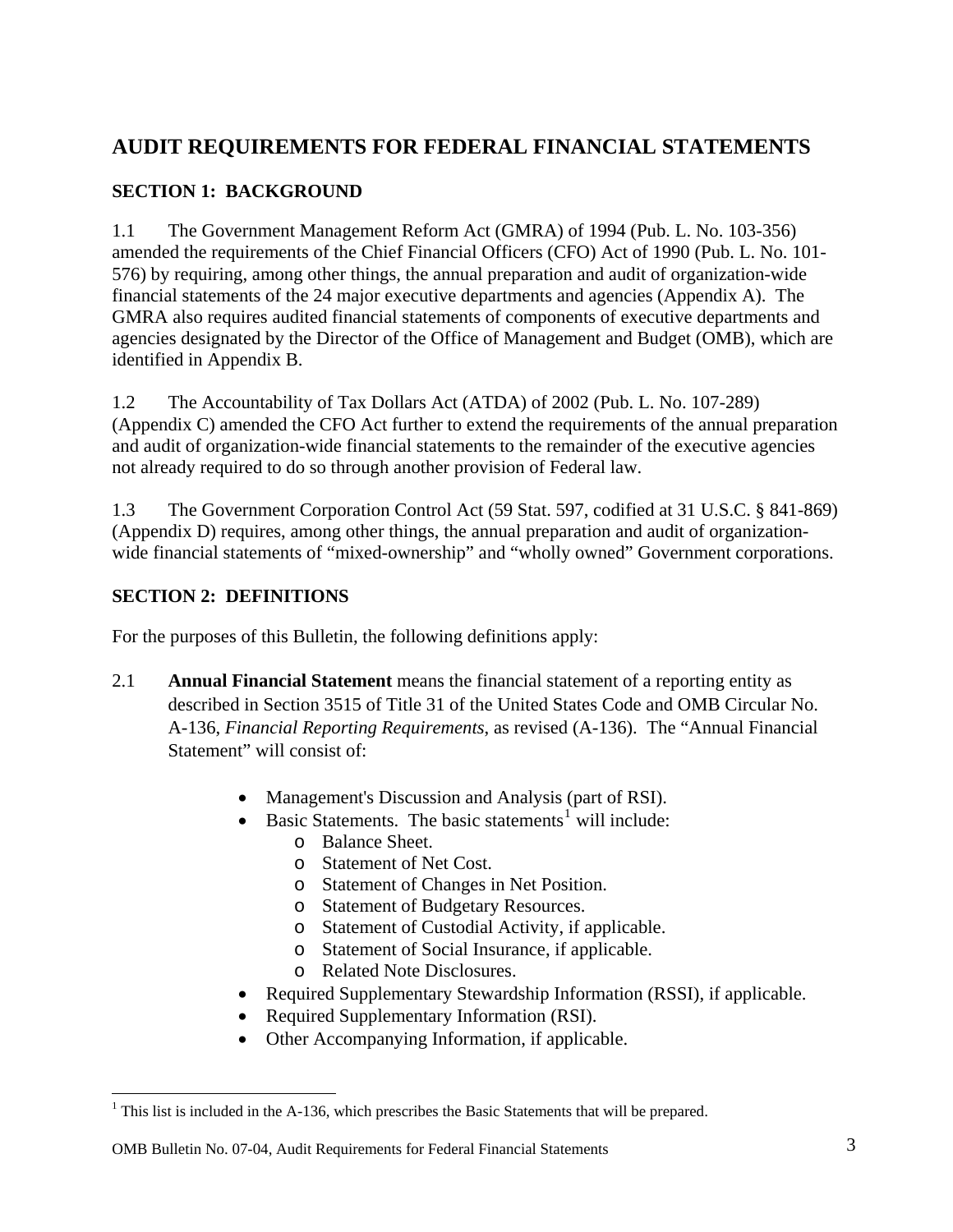# AUDIT REQUIREMENTS FOR FEDERAL FINANCIAL STATEMENTS

## SECTION 1: BACKGROUND

1.1 The Government Management Reform Act (GMRA) of 1994 (Pub. L. No. 103-356) amended the requirements of the Chief Financial Officers (CFO) Act of 1990 (Pub. L. No. 101-576) by requiring, among other things, the annual preparation and audit of organization-wide financial statements of the 24 major executive departments and agencies (Appendix A). The GMRA also requires audited financial statements of components of executive departments and agencies designated by the Director of the Office of Management and Budget (OMB), which are identified in Appendix B.

1.2 The Accountability of Tax Dollars Act (ATDA) of 2002 (Pub. L. No. 107-289) (Appendix C) amended the CFO Act further to extend the requirements of the annual preparation and audit of organization-wide financial statements to the remainder of the executive agencies not already required to do so through another provision of Federal law.

1.3 The Government Corporation Control Act (59 Stat. 597, codified at 31 U.S.C. § 841-869) (Appendix D) requires, among other things, the annual preparation and audit of organization-wide financial statements of "mixed-ownership" and "wholly owned" Government corporations.

## SECTION 2: DEFINITIONS

For the purposes of this Bulletin, the following definitions apply:

2.1 **Annual Financial Statement** means the financial statement of a reporting entity as described in Section 3515 of Title 31 of the United States Code and OMB Circular No. A-136, *Financial Reporting Requirements*, as revised (A-136). The "Annual Financial Statement" will consist of:

- Management's Discussion and Analysis (part of RSI).
- Basic Statements. The basic statements[1] will include:
  - Balance Sheet.
  - Statement of Net Cost.
  - Statement of Changes in Net Position.
  - Statement of Budgetary Resources.
  - Statement of Custodial Activity, if applicable.
  - Statement of Social Insurance, if applicable.
  - Related Note Disclosures.
- Required Supplementary Stewardship Information (RSSI), if applicable.
- Required Supplementary Information (RSI).
- Other Accompanying Information, if applicable.

---

[1] This list is included in the A-136, which prescribes the Basic Statements that will be prepared.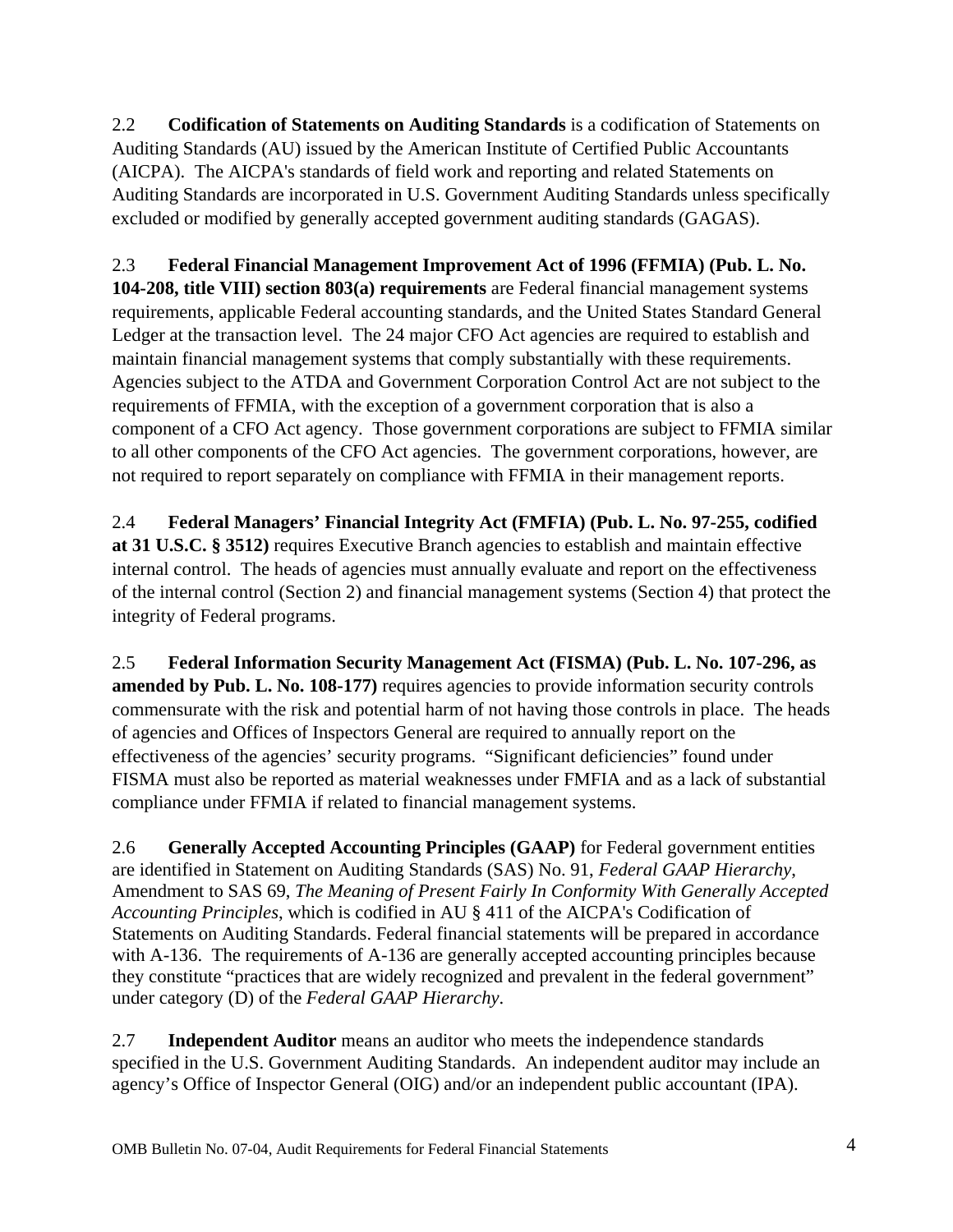2.2 **Codification of Statements on Auditing Standards** is a codification of Statements on Auditing Standards (AU) issued by the American Institute of Certified Public Accountants (AICPA). The AICPA's standards of field work and reporting and related Statements on Auditing Standards are incorporated in U.S. Government Auditing Standards unless specifically excluded or modified by generally accepted government auditing standards (GAGAS).

2.3 **Federal Financial Management Improvement Act of 1996 (FFMIA) (Pub. L. No. 104-208, title VIII) section 803(a) requirements** are Federal financial management systems requirements, applicable Federal accounting standards, and the United States Standard General Ledger at the transaction level. The 24 major CFO Act agencies are required to establish and maintain financial management systems that comply substantially with these requirements. Agencies subject to the ATDA and Government Corporation Control Act are not subject to the requirements of FFMIA, with the exception of a government corporation that is also a component of a CFO Act agency. Those government corporations are subject to FFMIA similar to all other components of the CFO Act agencies. The government corporations, however, are not required to report separately on compliance with FFMIA in their management reports.

2.4 **Federal Managers' Financial Integrity Act (FMFIA) (Pub. L. No. 97-255, codified at 31 U.S.C. § 3512)** requires Executive Branch agencies to establish and maintain effective internal control. The heads of agencies must annually evaluate and report on the effectiveness of the internal control (Section 2) and financial management systems (Section 4) that protect the integrity of Federal programs.

2.5 **Federal Information Security Management Act (FISMA) (Pub. L. No. 107-296, as amended by Pub. L. No. 108-177)** requires agencies to provide information security controls commensurate with the risk and potential harm of not having those controls in place. The heads of agencies and Offices of Inspectors General are required to annually report on the effectiveness of the agencies' security programs. "Significant deficiencies" found under FISMA must also be reported as material weaknesses under FMFIA and as a lack of substantial compliance under FFMIA if related to financial management systems.

2.6 **Generally Accepted Accounting Principles (GAAP)** for Federal government entities are identified in Statement on Auditing Standards (SAS) No. 91, *Federal GAAP Hierarchy*, Amendment to SAS 69, *The Meaning of Present Fairly In Conformity With Generally Accepted Accounting Principles*, which is codified in AU § 411 of the AICPA's Codification of Statements on Auditing Standards. Federal financial statements will be prepared in accordance with A-136. The requirements of A-136 are generally accepted accounting principles because they constitute "practices that are widely recognized and prevalent in the federal government" under category (D) of the *Federal GAAP Hierarchy*.

2.7 **Independent Auditor** means an auditor who meets the independence standards specified in the U.S. Government Auditing Standards. An independent auditor may include an agency's Office of Inspector General (OIG) and/or an independent public accountant (IPA).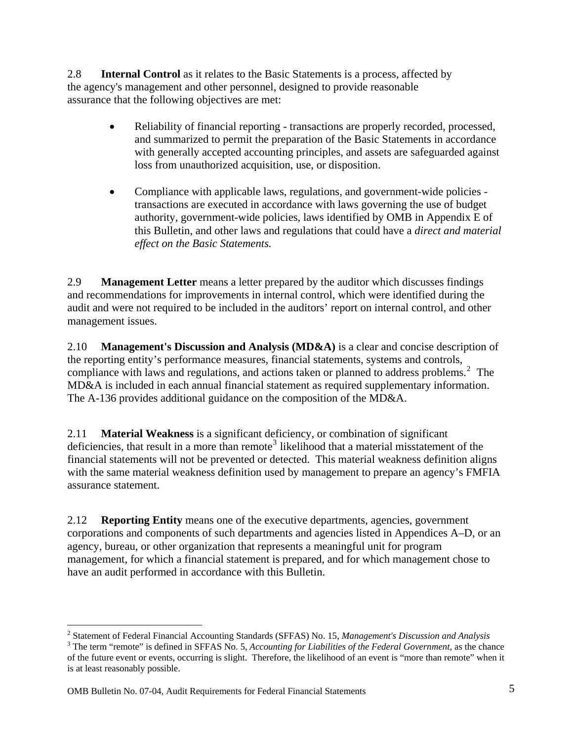2.8 **Internal Control** as it relates to the Basic Statements is a process, affected by the agency's management and other personnel, designed to provide reasonable assurance that the following objectives are met:

- Reliability of financial reporting - transactions are properly recorded, processed, and summarized to permit the preparation of the Basic Statements in accordance with generally accepted accounting principles, and assets are safeguarded against loss from unauthorized acquisition, use, or disposition.

- Compliance with applicable laws, regulations, and government-wide policies - transactions are executed in accordance with laws governing the use of budget authority, government-wide policies, laws identified by OMB in Appendix E of this Bulletin, and other laws and regulations that could have a *direct and material effect on the Basic Statements.*

2.9 **Management Letter** means a letter prepared by the auditor which discusses findings and recommendations for improvements in internal control, which were identified during the audit and were not required to be included in the auditors' report on internal control, and other management issues.

2.10 **Management's Discussion and Analysis (MD&A)** is a clear and concise description of the reporting entity's performance measures, financial statements, systems and controls, compliance with laws and regulations, and actions taken or planned to address problems.[2] The MD&A is included in each annual financial statement as required supplementary information. The A-136 provides additional guidance on the composition of the MD&A.

2.11 **Material Weakness** is a significant deficiency, or combination of significant deficiencies, that result in a more than remote[3] likelihood that a material misstatement of the financial statements will not be prevented or detected. This material weakness definition aligns with the same material weakness definition used by management to prepare an agency's FMFIA assurance statement.

2.12 **Reporting Entity** means one of the executive departments, agencies, government corporations and components of such departments and agencies listed in Appendices A–D, or an agency, bureau, or other organization that represents a meaningful unit for program management, for which a financial statement is prepared, and for which management chose to have an audit performed in accordance with this Bulletin.

---

[2] Statement of Federal Financial Accounting Standards (SFFAS) No. 15, *Management's Discussion and Analysis*

[3] The term "remote" is defined in SFFAS No. 5, *Accounting for Liabilities of the Federal Government*, as the chance of the future event or events, occurring is slight. Therefore, the likelihood of an event is "more than remote" when it is at least reasonably possible.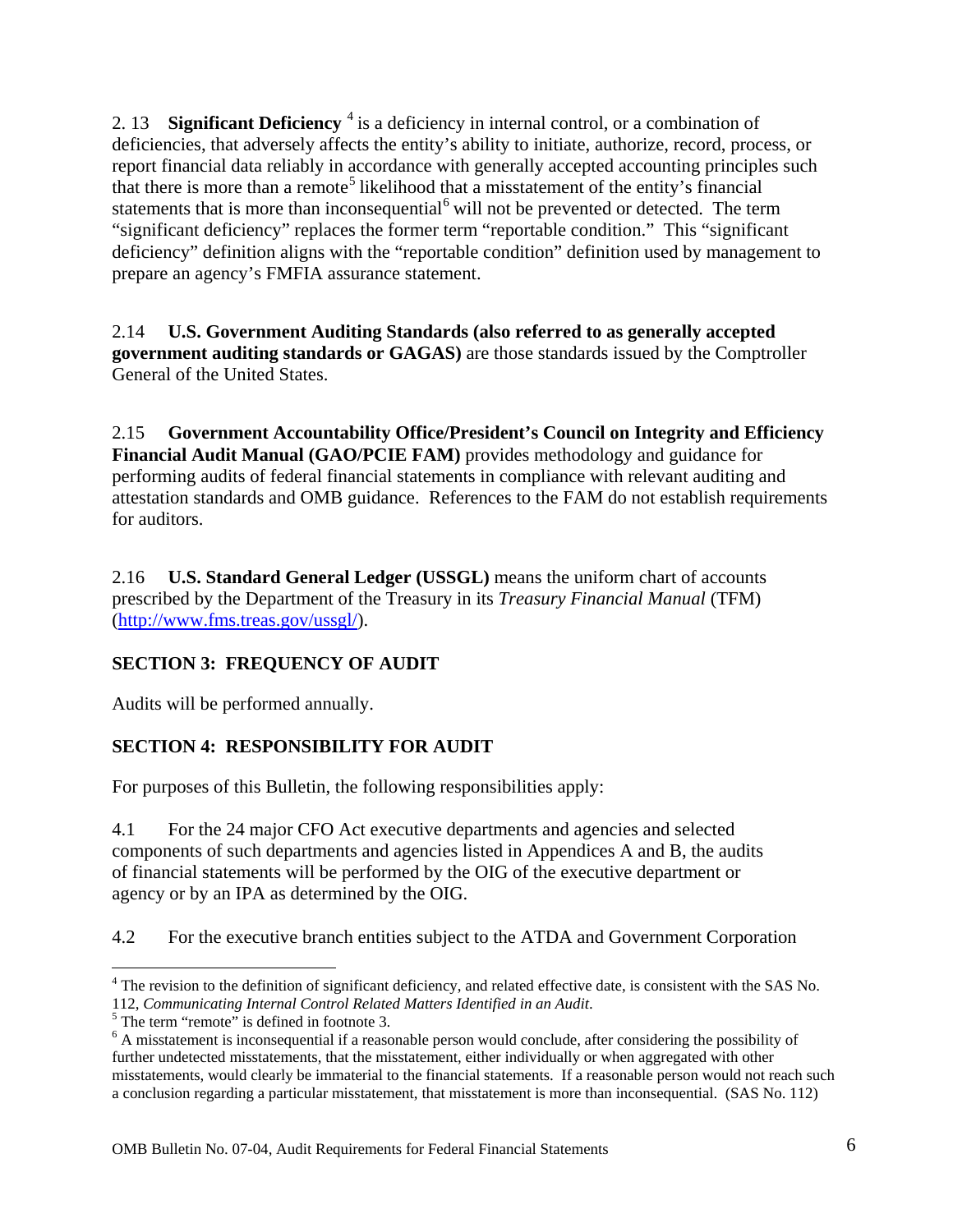2.13 **Significant Deficiency** [4] is a deficiency in internal control, or a combination of deficiencies, that adversely affects the entity's ability to initiate, authorize, record, process, or report financial data reliably in accordance with generally accepted accounting principles such that there is more than a remote[5] likelihood that a misstatement of the entity's financial statements that is more than inconsequential[6] will not be prevented or detected. The term "significant deficiency" replaces the former term "reportable condition." This "significant deficiency" definition aligns with the "reportable condition" definition used by management to prepare an agency's FMFIA assurance statement.

2.14 **U.S. Government Auditing Standards (also referred to as generally accepted government auditing standards or GAGAS)** are those standards issued by the Comptroller General of the United States.

2.15 **Government Accountability Office/President's Council on Integrity and Efficiency Financial Audit Manual (GAO/PCIE FAM)** provides methodology and guidance for performing audits of federal financial statements in compliance with relevant auditing and attestation standards and OMB guidance. References to the FAM do not establish requirements for auditors.

2.16 **U.S. Standard General Ledger (USSGL)** means the uniform chart of accounts prescribed by the Department of the Treasury in its *Treasury Financial Manual* (TFM) (http://www.fms.treas.gov/ussgl/).

## SECTION 3: FREQUENCY OF AUDIT

Audits will be performed annually.

## SECTION 4: RESPONSIBILITY FOR AUDIT

For purposes of this Bulletin, the following responsibilities apply:

4.1 For the 24 major CFO Act executive departments and agencies and selected components of such departments and agencies listed in Appendices A and B, the audits of financial statements will be performed by the OIG of the executive department or agency or by an IPA as determined by the OIG.

4.2 For the executive branch entities subject to the ATDA and Government Corporation

---

[4] The revision to the definition of significant deficiency, and related effective date, is consistent with the SAS No. 112, *Communicating Internal Control Related Matters Identified in an Audit*.

[5] The term "remote" is defined in footnote 3.

[6] A misstatement is inconsequential if a reasonable person would conclude, after considering the possibility of further undetected misstatements, that the misstatement, either individually or when aggregated with other misstatements, would clearly be immaterial to the financial statements. If a reasonable person would not reach such a conclusion regarding a particular misstatement, that misstatement is more than inconsequential. (SAS No. 112)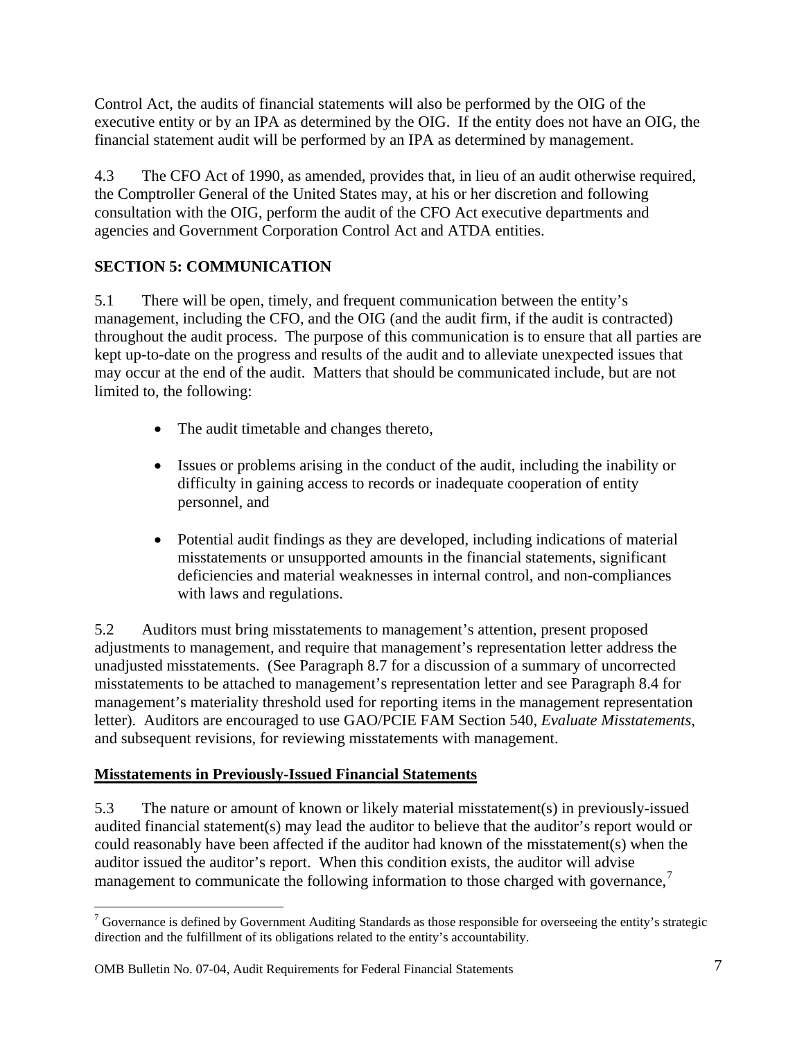Control Act, the audits of financial statements will also be performed by the OIG of the executive entity or by an IPA as determined by the OIG. If the entity does not have an OIG, the financial statement audit will be performed by an IPA as determined by management.

4.3 The CFO Act of 1990, as amended, provides that, in lieu of an audit otherwise required, the Comptroller General of the United States may, at his or her discretion and following consultation with the OIG, perform the audit of the CFO Act executive departments and agencies and Government Corporation Control Act and ATDA entities.

## SECTION 5: COMMUNICATION

5.1 There will be open, timely, and frequent communication between the entity's management, including the CFO, and the OIG (and the audit firm, if the audit is contracted) throughout the audit process. The purpose of this communication is to ensure that all parties are kept up-to-date on the progress and results of the audit and to alleviate unexpected issues that may occur at the end of the audit. Matters that should be communicated include, but are not limited to, the following:

- The audit timetable and changes thereto,
- Issues or problems arising in the conduct of the audit, including the inability or difficulty in gaining access to records or inadequate cooperation of entity personnel, and
- Potential audit findings as they are developed, including indications of material misstatements or unsupported amounts in the financial statements, significant deficiencies and material weaknesses in internal control, and non-compliances with laws and regulations.

5.2 Auditors must bring misstatements to management's attention, present proposed adjustments to management, and require that management's representation letter address the unadjusted misstatements. (See Paragraph 8.7 for a discussion of a summary of uncorrected misstatements to be attached to management's representation letter and see Paragraph 8.4 for management's materiality threshold used for reporting items in the management representation letter). Auditors are encouraged to use GAO/PCIE FAM Section 540, *Evaluate Misstatements*, and subsequent revisions, for reviewing misstatements with management.

### Misstatements in Previously-Issued Financial Statements

5.3 The nature or amount of known or likely material misstatement(s) in previously-issued audited financial statement(s) may lead the auditor to believe that the auditor's report would or could reasonably have been affected if the auditor had known of the misstatement(s) when the auditor issued the auditor's report. When this condition exists, the auditor will advise management to communicate the following information to those charged with governance,[7]

[7] Governance is defined by Government Auditing Standards as those responsible for overseeing the entity's strategic direction and the fulfillment of its obligations related to the entity's accountability.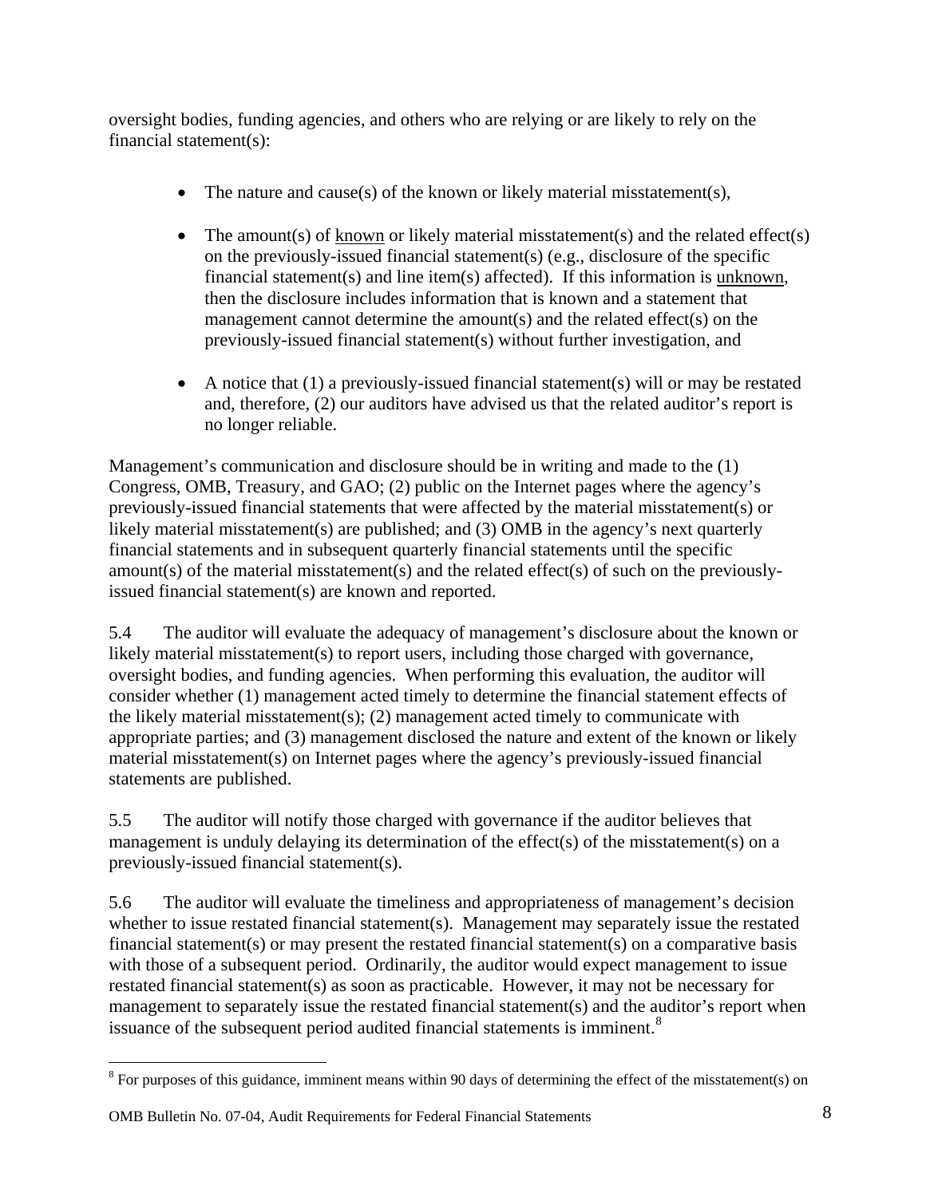oversight bodies, funding agencies, and others who are relying or are likely to rely on the financial statement(s):

- The nature and cause(s) of the known or likely material misstatement(s),
- The amount(s) of known or likely material misstatement(s) and the related effect(s) on the previously-issued financial statement(s) (e.g., disclosure of the specific financial statement(s) and line item(s) affected). If this information is unknown, then the disclosure includes information that is known and a statement that management cannot determine the amount(s) and the related effect(s) on the previously-issued financial statement(s) without further investigation, and
- A notice that (1) a previously-issued financial statement(s) will or may be restated and, therefore, (2) our auditors have advised us that the related auditor's report is no longer reliable.

Management's communication and disclosure should be in writing and made to the (1) Congress, OMB, Treasury, and GAO; (2) public on the Internet pages where the agency's previously-issued financial statements that were affected by the material misstatement(s) or likely material misstatement(s) are published; and (3) OMB in the agency's next quarterly financial statements and in subsequent quarterly financial statements until the specific amount(s) of the material misstatement(s) and the related effect(s) of such on the previously-issued financial statement(s) are known and reported.

5.4 The auditor will evaluate the adequacy of management's disclosure about the known or likely material misstatement(s) to report users, including those charged with governance, oversight bodies, and funding agencies. When performing this evaluation, the auditor will consider whether (1) management acted timely to determine the financial statement effects of the likely material misstatement(s); (2) management acted timely to communicate with appropriate parties; and (3) management disclosed the nature and extent of the known or likely material misstatement(s) on Internet pages where the agency's previously-issued financial statements are published.

5.5 The auditor will notify those charged with governance if the auditor believes that management is unduly delaying its determination of the effect(s) of the misstatement(s) on a previously-issued financial statement(s).

5.6 The auditor will evaluate the timeliness and appropriateness of management's decision whether to issue restated financial statement(s). Management may separately issue the restated financial statement(s) or may present the restated financial statement(s) on a comparative basis with those of a subsequent period. Ordinarily, the auditor would expect management to issue restated financial statement(s) as soon as practicable. However, it may not be necessary for management to separately issue the restated financial statement(s) and the auditor's report when issuance of the subsequent period audited financial statements is imminent.[8]

[8] For purposes of this guidance, imminent means within 90 days of determining the effect of the misstatement(s) on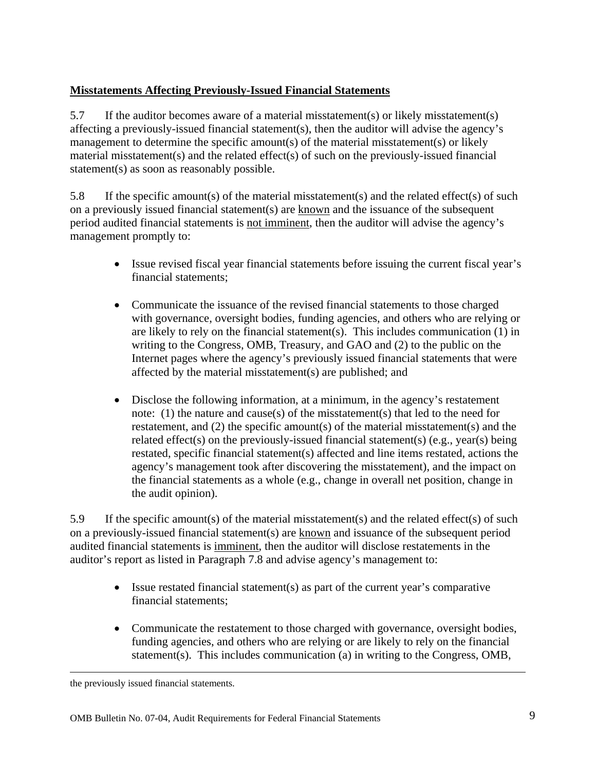**Misstatements Affecting Previously-Issued Financial Statements**

5.7 If the auditor becomes aware of a material misstatement(s) or likely misstatement(s) affecting a previously-issued financial statement(s), then the auditor will advise the agency's management to determine the specific amount(s) of the material misstatement(s) or likely material misstatement(s) and the related effect(s) of such on the previously-issued financial statement(s) as soon as reasonably possible.

5.8 If the specific amount(s) of the material misstatement(s) and the related effect(s) of such on a previously issued financial statement(s) are known and the issuance of the subsequent period audited financial statements is not imminent, then the auditor will advise the agency's management promptly to:

- Issue revised fiscal year financial statements before issuing the current fiscal year's financial statements;
- Communicate the issuance of the revised financial statements to those charged with governance, oversight bodies, funding agencies, and others who are relying or are likely to rely on the financial statement(s). This includes communication (1) in writing to the Congress, OMB, Treasury, and GAO and (2) to the public on the Internet pages where the agency's previously issued financial statements that were affected by the material misstatement(s) are published; and
- Disclose the following information, at a minimum, in the agency's restatement note: (1) the nature and cause(s) of the misstatement(s) that led to the need for restatement, and (2) the specific amount(s) of the material misstatement(s) and the related effect(s) on the previously-issued financial statement(s) (e.g., year(s) being restated, specific financial statement(s) affected and line items restated, actions the agency's management took after discovering the misstatement), and the impact on the financial statements as a whole (e.g., change in overall net position, change in the audit opinion).

5.9 If the specific amount(s) of the material misstatement(s) and the related effect(s) of such on a previously-issued financial statement(s) are known and issuance of the subsequent period audited financial statements is imminent, then the auditor will disclose restatements in the auditor's report as listed in Paragraph 7.8 and advise agency's management to:

- Issue restated financial statement(s) as part of the current year's comparative financial statements;
- Communicate the restatement to those charged with governance, oversight bodies, funding agencies, and others who are relying or are likely to rely on the financial statement(s). This includes communication (a) in writing to the Congress, OMB,

the previously issued financial statements.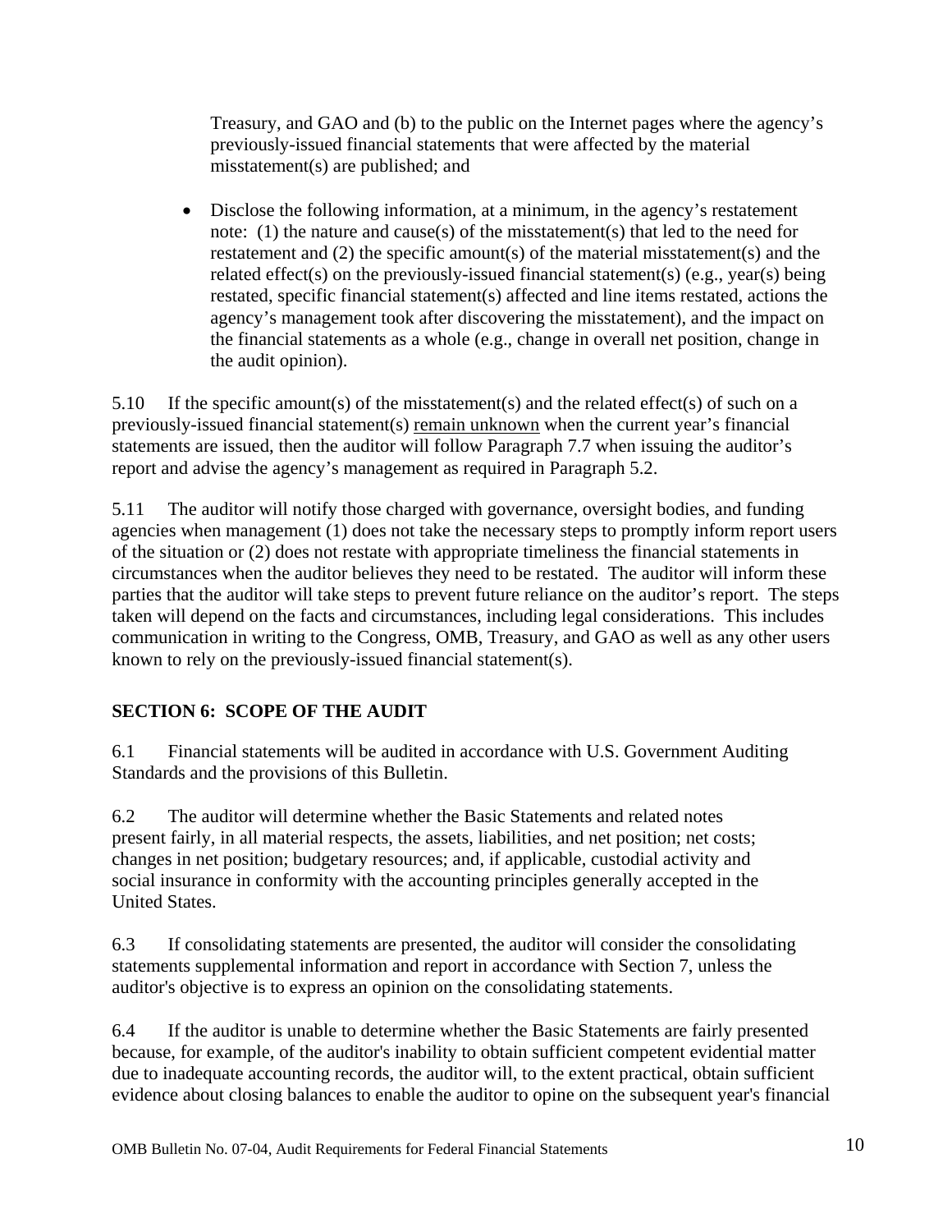Treasury, and GAO and (b) to the public on the Internet pages where the agency's previously-issued financial statements that were affected by the material misstatement(s) are published; and

- Disclose the following information, at a minimum, in the agency's restatement note: (1) the nature and cause(s) of the misstatement(s) that led to the need for restatement and (2) the specific amount(s) of the material misstatement(s) and the related effect(s) on the previously-issued financial statement(s) (e.g., year(s) being restated, specific financial statement(s) affected and line items restated, actions the agency's management took after discovering the misstatement), and the impact on the financial statements as a whole (e.g., change in overall net position, change in the audit opinion).

5.10 If the specific amount(s) of the misstatement(s) and the related effect(s) of such on a previously-issued financial statement(s) <u>remain unknown</u> when the current year's financial statements are issued, then the auditor will follow Paragraph 7.7 when issuing the auditor's report and advise the agency's management as required in Paragraph 5.2.

5.11 The auditor will notify those charged with governance, oversight bodies, and funding agencies when management (1) does not take the necessary steps to promptly inform report users of the situation or (2) does not restate with appropriate timeliness the financial statements in circumstances when the auditor believes they need to be restated. The auditor will inform these parties that the auditor will take steps to prevent future reliance on the auditor's report. The steps taken will depend on the facts and circumstances, including legal considerations. This includes communication in writing to the Congress, OMB, Treasury, and GAO as well as any other users known to rely on the previously-issued financial statement(s).

## SECTION 6: SCOPE OF THE AUDIT

6.1 Financial statements will be audited in accordance with U.S. Government Auditing Standards and the provisions of this Bulletin.

6.2 The auditor will determine whether the Basic Statements and related notes present fairly, in all material respects, the assets, liabilities, and net position; net costs; changes in net position; budgetary resources; and, if applicable, custodial activity and social insurance in conformity with the accounting principles generally accepted in the United States.

6.3 If consolidating statements are presented, the auditor will consider the consolidating statements supplemental information and report in accordance with Section 7, unless the auditor's objective is to express an opinion on the consolidating statements.

6.4 If the auditor is unable to determine whether the Basic Statements are fairly presented because, for example, of the auditor's inability to obtain sufficient competent evidential matter due to inadequate accounting records, the auditor will, to the extent practical, obtain sufficient evidence about closing balances to enable the auditor to opine on the subsequent year's financial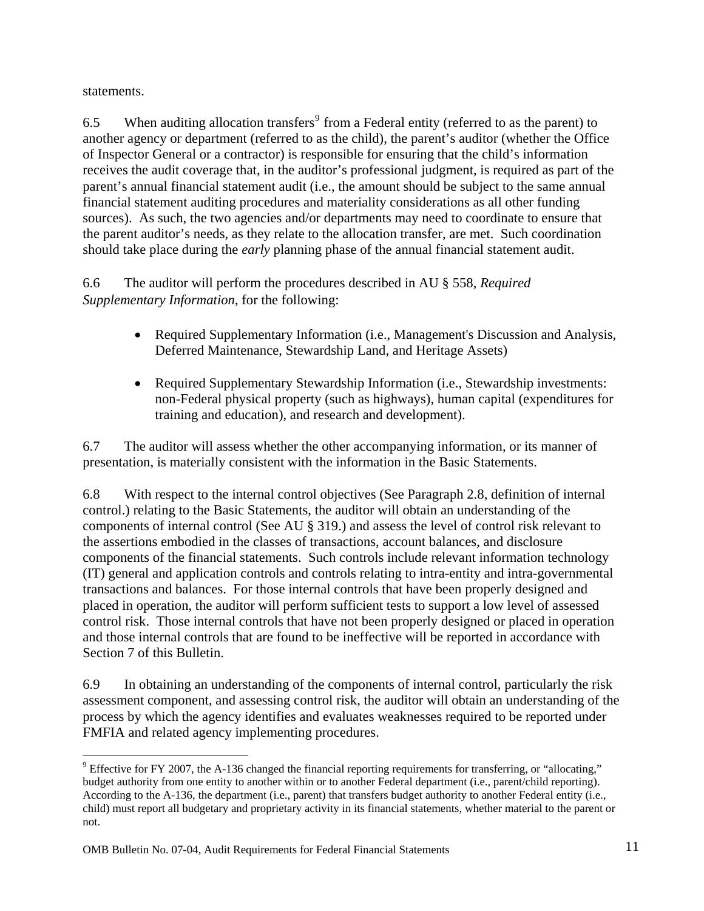statements.

6.5 When auditing allocation transfers[9] from a Federal entity (referred to as the parent) to another agency or department (referred to as the child), the parent's auditor (whether the Office of Inspector General or a contractor) is responsible for ensuring that the child's information receives the audit coverage that, in the auditor's professional judgment, is required as part of the parent's annual financial statement audit (i.e., the amount should be subject to the same annual financial statement auditing procedures and materiality considerations as all other funding sources). As such, the two agencies and/or departments may need to coordinate to ensure that the parent auditor's needs, as they relate to the allocation transfer, are met. Such coordination should take place during the *early* planning phase of the annual financial statement audit.

6.6 The auditor will perform the procedures described in AU § 558, *Required Supplementary Information*, for the following:

- Required Supplementary Information (i.e., Management's Discussion and Analysis, Deferred Maintenance, Stewardship Land, and Heritage Assets)

- Required Supplementary Stewardship Information (i.e., Stewardship investments: non-Federal physical property (such as highways), human capital (expenditures for training and education), and research and development).

6.7 The auditor will assess whether the other accompanying information, or its manner of presentation, is materially consistent with the information in the Basic Statements.

6.8 With respect to the internal control objectives (See Paragraph 2.8, definition of internal control.) relating to the Basic Statements, the auditor will obtain an understanding of the components of internal control (See AU § 319.) and assess the level of control risk relevant to the assertions embodied in the classes of transactions, account balances, and disclosure components of the financial statements. Such controls include relevant information technology (IT) general and application controls and controls relating to intra-entity and intra-governmental transactions and balances. For those internal controls that have been properly designed and placed in operation, the auditor will perform sufficient tests to support a low level of assessed control risk. Those internal controls that have not been properly designed or placed in operation and those internal controls that are found to be ineffective will be reported in accordance with Section 7 of this Bulletin.

6.9 In obtaining an understanding of the components of internal control, particularly the risk assessment component, and assessing control risk, the auditor will obtain an understanding of the process by which the agency identifies and evaluates weaknesses required to be reported under FMFIA and related agency implementing procedures.

---

[9] Effective for FY 2007, the A-136 changed the financial reporting requirements for transferring, or "allocating," budget authority from one entity to another within or to another Federal department (i.e., parent/child reporting). According to the A-136, the department (i.e., parent) that transfers budget authority to another Federal entity (i.e., child) must report all budgetary and proprietary activity in its financial statements, whether material to the parent or not.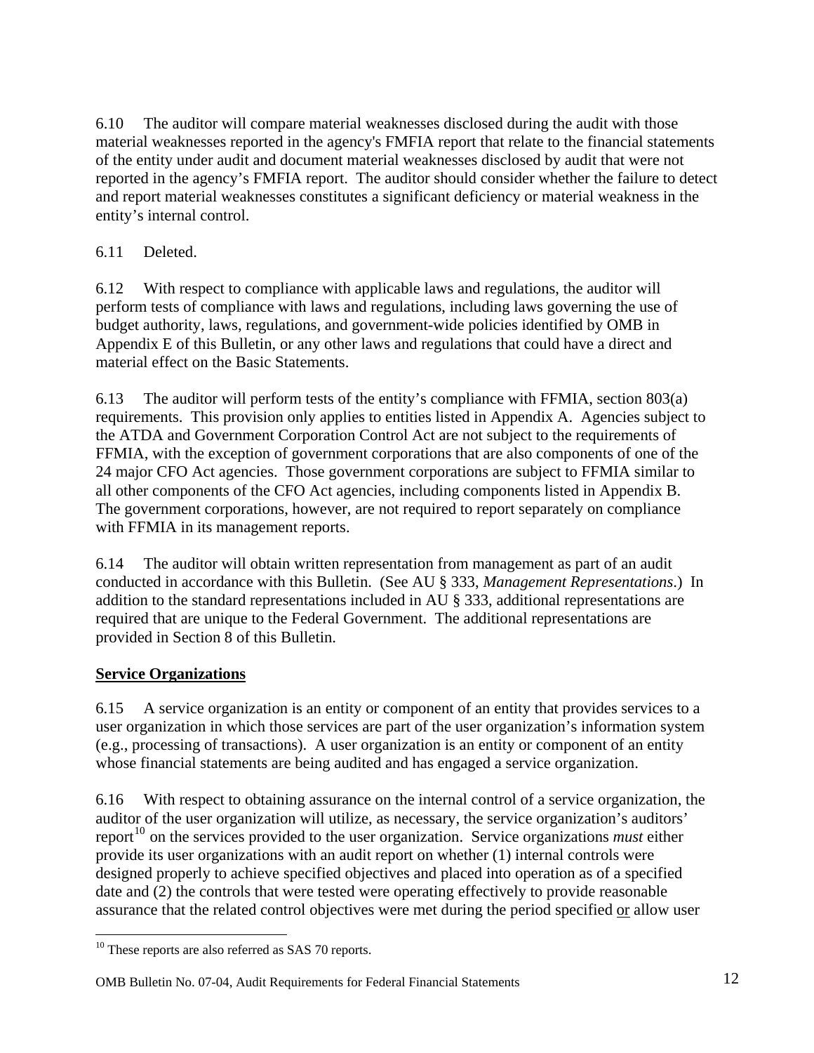6.10 The auditor will compare material weaknesses disclosed during the audit with those material weaknesses reported in the agency's FMFIA report that relate to the financial statements of the entity under audit and document material weaknesses disclosed by audit that were not reported in the agency's FMFIA report. The auditor should consider whether the failure to detect and report material weaknesses constitutes a significant deficiency or material weakness in the entity's internal control.

6.11 Deleted.

6.12 With respect to compliance with applicable laws and regulations, the auditor will perform tests of compliance with laws and regulations, including laws governing the use of budget authority, laws, regulations, and government-wide policies identified by OMB in Appendix E of this Bulletin, or any other laws and regulations that could have a direct and material effect on the Basic Statements.

6.13 The auditor will perform tests of the entity's compliance with FFMIA, section 803(a) requirements. This provision only applies to entities listed in Appendix A. Agencies subject to the ATDA and Government Corporation Control Act are not subject to the requirements of FFMIA, with the exception of government corporations that are also components of one of the 24 major CFO Act agencies. Those government corporations are subject to FFMIA similar to all other components of the CFO Act agencies, including components listed in Appendix B. The government corporations, however, are not required to report separately on compliance with FFMIA in its management reports.

6.14 The auditor will obtain written representation from management as part of an audit conducted in accordance with this Bulletin. (See AU § 333, *Management Representations*.) In addition to the standard representations included in AU § 333, additional representations are required that are unique to the Federal Government. The additional representations are provided in Section 8 of this Bulletin.

**Service Organizations**

6.15 A service organization is an entity or component of an entity that provides services to a user organization in which those services are part of the user organization's information system (e.g., processing of transactions). A user organization is an entity or component of an entity whose financial statements are being audited and has engaged a service organization.

6.16 With respect to obtaining assurance on the internal control of a service organization, the auditor of the user organization will utilize, as necessary, the service organization's auditors' report[10] on the services provided to the user organization. Service organizations *must* either provide its user organizations with an audit report on whether (1) internal controls were designed properly to achieve specified objectives and placed into operation as of a specified date and (2) the controls that were tested were operating effectively to provide reasonable assurance that the related control objectives were met during the period specified or allow user

[10] These reports are also referred as SAS 70 reports.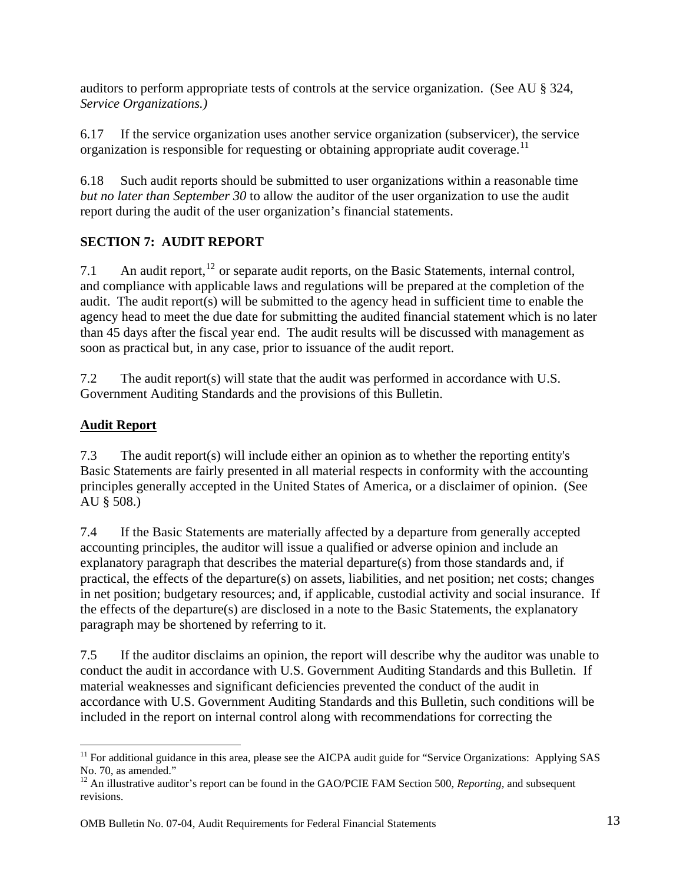auditors to perform appropriate tests of controls at the service organization. (See AU § 324, *Service Organizations.)*

6.17 If the service organization uses another service organization (subservicer), the service organization is responsible for requesting or obtaining appropriate audit coverage.[11]

6.18 Such audit reports should be submitted to user organizations within a reasonable time *but no later than September 30* to allow the auditor of the user organization to use the audit report during the audit of the user organization's financial statements.

## SECTION 7: AUDIT REPORT

7.1 An audit report,[12] or separate audit reports, on the Basic Statements, internal control, and compliance with applicable laws and regulations will be prepared at the completion of the audit. The audit report(s) will be submitted to the agency head in sufficient time to enable the agency head to meet the due date for submitting the audited financial statement which is no later than 45 days after the fiscal year end. The audit results will be discussed with management as soon as practical but, in any case, prior to issuance of the audit report.

7.2 The audit report(s) will state that the audit was performed in accordance with U.S. Government Auditing Standards and the provisions of this Bulletin.

### Audit Report

7.3 The audit report(s) will include either an opinion as to whether the reporting entity's Basic Statements are fairly presented in all material respects in conformity with the accounting principles generally accepted in the United States of America, or a disclaimer of opinion. (See AU § 508.)

7.4 If the Basic Statements are materially affected by a departure from generally accepted accounting principles, the auditor will issue a qualified or adverse opinion and include an explanatory paragraph that describes the material departure(s) from those standards and, if practical, the effects of the departure(s) on assets, liabilities, and net position; net costs; changes in net position; budgetary resources; and, if applicable, custodial activity and social insurance. If the effects of the departure(s) are disclosed in a note to the Basic Statements, the explanatory paragraph may be shortened by referring to it.

7.5 If the auditor disclaims an opinion, the report will describe why the auditor was unable to conduct the audit in accordance with U.S. Government Auditing Standards and this Bulletin. If material weaknesses and significant deficiencies prevented the conduct of the audit in accordance with U.S. Government Auditing Standards and this Bulletin, such conditions will be included in the report on internal control along with recommendations for correcting the

---

[11] For additional guidance in this area, please see the AICPA audit guide for "Service Organizations: Applying SAS No. 70, as amended."

[12] An illustrative auditor's report can be found in the GAO/PCIE FAM Section 500, *Reporting*, and subsequent revisions.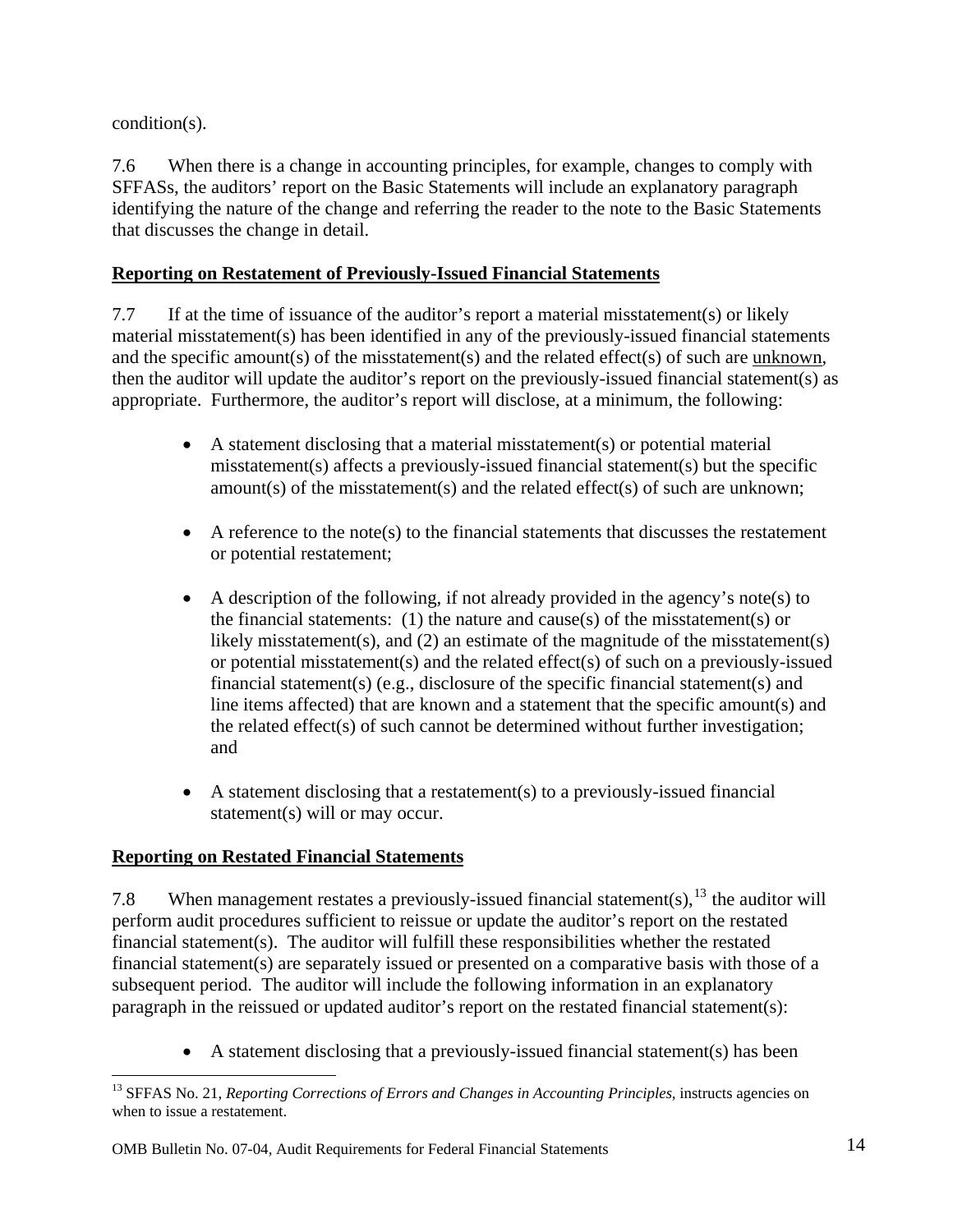condition(s).

7.6 When there is a change in accounting principles, for example, changes to comply with SFFASs, the auditors' report on the Basic Statements will include an explanatory paragraph identifying the nature of the change and referring the reader to the note to the Basic Statements that discusses the change in detail.

**Reporting on Restatement of Previously-Issued Financial Statements**

7.7 If at the time of issuance of the auditor's report a material misstatement(s) or likely material misstatement(s) has been identified in any of the previously-issued financial statements and the specific amount(s) of the misstatement(s) and the related effect(s) of such are unknown, then the auditor will update the auditor's report on the previously-issued financial statement(s) as appropriate. Furthermore, the auditor's report will disclose, at a minimum, the following:

- A statement disclosing that a material misstatement(s) or potential material misstatement(s) affects a previously-issued financial statement(s) but the specific amount(s) of the misstatement(s) and the related effect(s) of such are unknown;
- A reference to the note(s) to the financial statements that discusses the restatement or potential restatement;
- A description of the following, if not already provided in the agency's note(s) to the financial statements: (1) the nature and cause(s) of the misstatement(s) or likely misstatement(s), and (2) an estimate of the magnitude of the misstatement(s) or potential misstatement(s) and the related effect(s) of such on a previously-issued financial statement(s) (e.g., disclosure of the specific financial statement(s) and line items affected) that are known and a statement that the specific amount(s) and the related effect(s) of such cannot be determined without further investigation; and
- A statement disclosing that a restatement(s) to a previously-issued financial statement(s) will or may occur.

**Reporting on Restated Financial Statements**

7.8 When management restates a previously-issued financial statement(s),[13] the auditor will perform audit procedures sufficient to reissue or update the auditor's report on the restated financial statement(s). The auditor will fulfill these responsibilities whether the restated financial statement(s) are separately issued or presented on a comparative basis with those of a subsequent period. The auditor will include the following information in an explanatory paragraph in the reissued or updated auditor's report on the restated financial statement(s):

- A statement disclosing that a previously-issued financial statement(s) has been

[13] SFFAS No. 21, *Reporting Corrections of Errors and Changes in Accounting Principles*, instructs agencies on when to issue a restatement.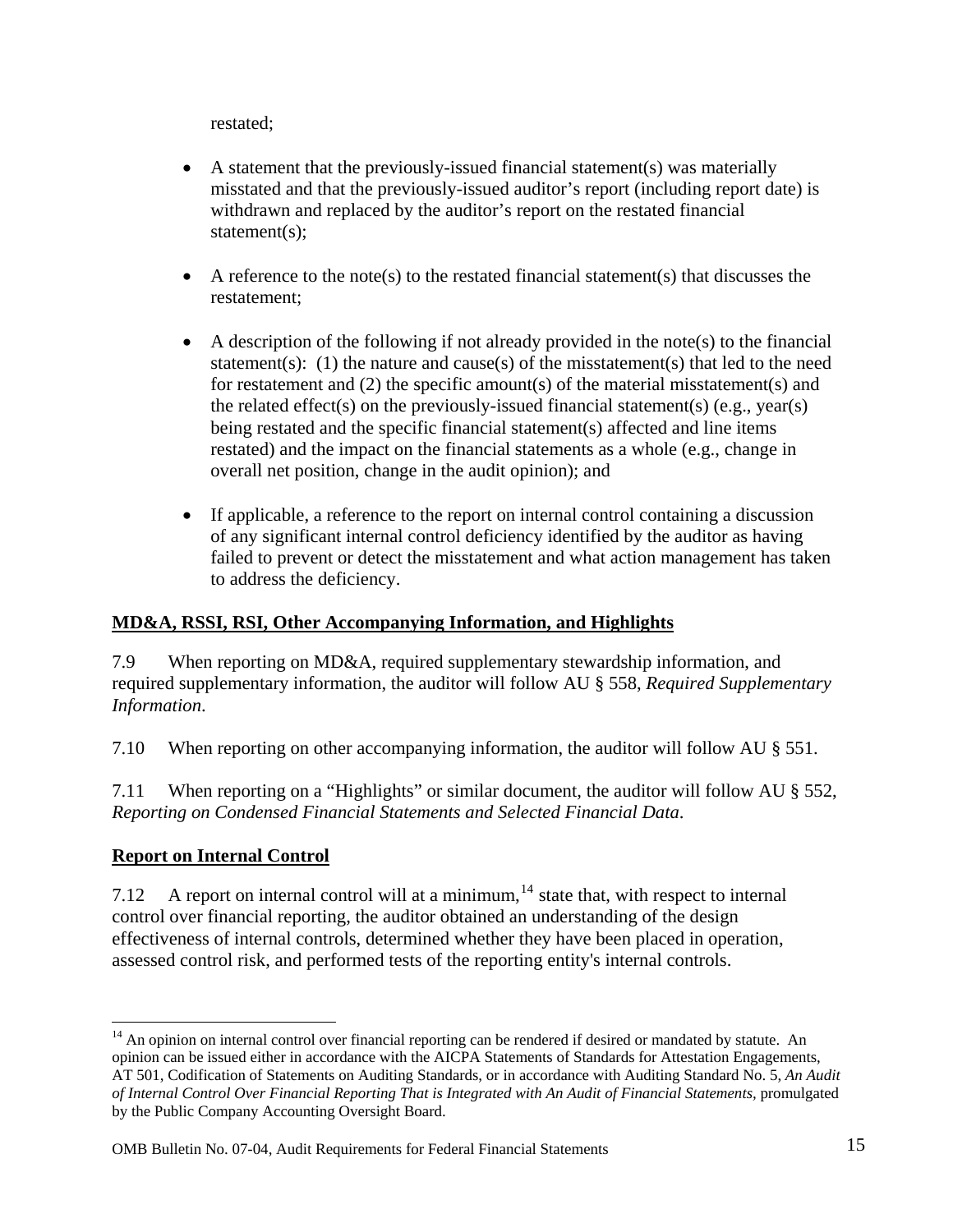restated;

- A statement that the previously-issued financial statement(s) was materially misstated and that the previously-issued auditor's report (including report date) is withdrawn and replaced by the auditor's report on the restated financial statement(s);

- A reference to the note(s) to the restated financial statement(s) that discusses the restatement;

- A description of the following if not already provided in the note(s) to the financial statement(s): (1) the nature and cause(s) of the misstatement(s) that led to the need for restatement and (2) the specific amount(s) of the material misstatement(s) and the related effect(s) on the previously-issued financial statement(s) (e.g., year(s) being restated and the specific financial statement(s) affected and line items restated) and the impact on the financial statements as a whole (e.g., change in overall net position, change in the audit opinion); and

- If applicable, a reference to the report on internal control containing a discussion of any significant internal control deficiency identified by the auditor as having failed to prevent or detect the misstatement and what action management has taken to address the deficiency.

## MD&A, RSSI, RSI, Other Accompanying Information, and Highlights

7.9 When reporting on MD&A, required supplementary stewardship information, and required supplementary information, the auditor will follow AU § 558, *Required Supplementary Information*.

7.10 When reporting on other accompanying information, the auditor will follow AU § 551.

7.11 When reporting on a "Highlights" or similar document, the auditor will follow AU § 552, *Reporting on Condensed Financial Statements and Selected Financial Data*.

## Report on Internal Control

7.12 A report on internal control will at a minimum,[14] state that, with respect to internal control over financial reporting, the auditor obtained an understanding of the design effectiveness of internal controls, determined whether they have been placed in operation, assessed control risk, and performed tests of the reporting entity's internal controls.

[14] An opinion on internal control over financial reporting can be rendered if desired or mandated by statute. An opinion can be issued either in accordance with the AICPA Statements of Standards for Attestation Engagements, AT 501, Codification of Statements on Auditing Standards, or in accordance with Auditing Standard No. 5, *An Audit of Internal Control Over Financial Reporting That is Integrated with An Audit of Financial Statements*, promulgated by the Public Company Accounting Oversight Board.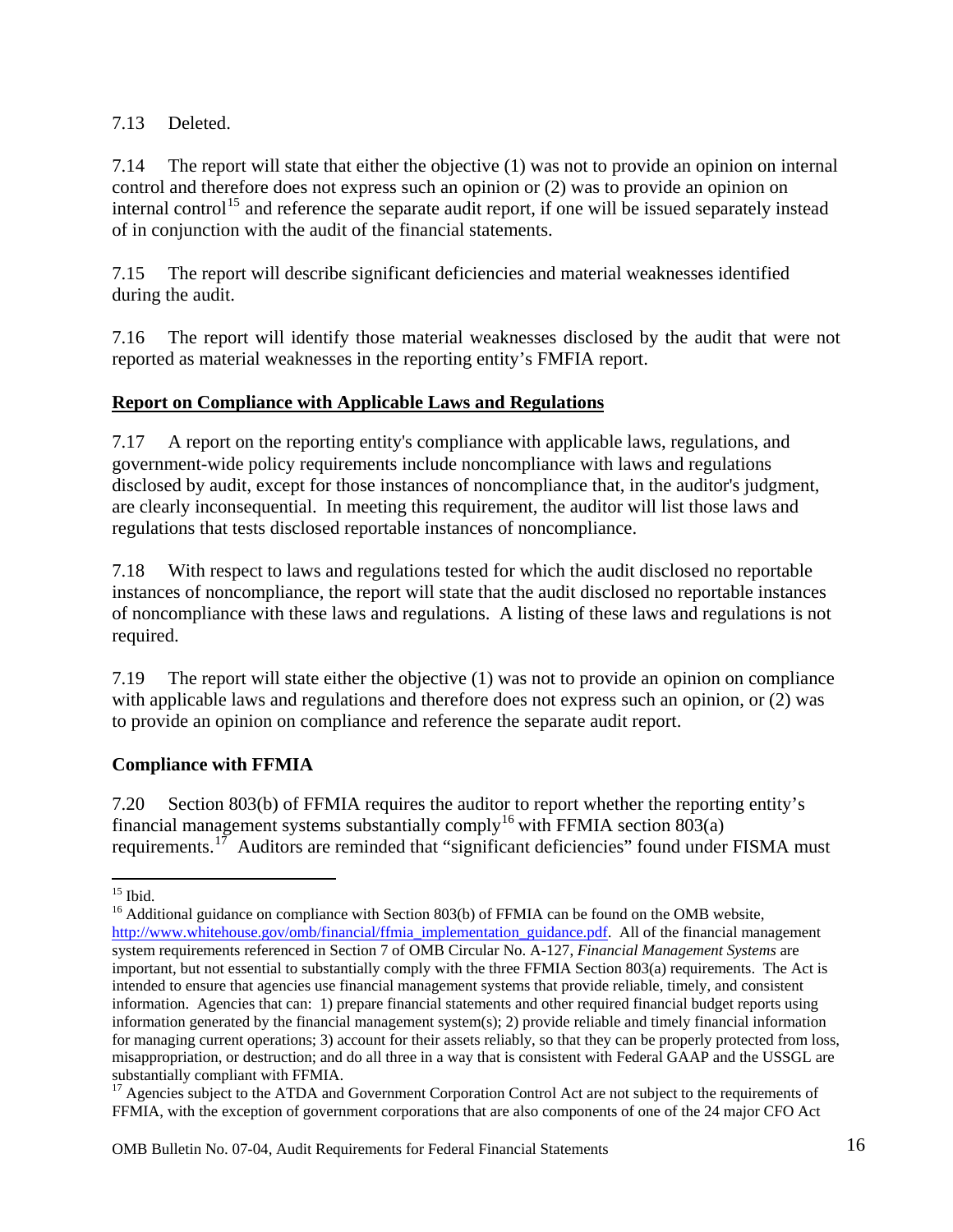7.13 Deleted.

7.14 The report will state that either the objective (1) was not to provide an opinion on internal control and therefore does not express such an opinion or (2) was to provide an opinion on internal control[15] and reference the separate audit report, if one will be issued separately instead of in conjunction with the audit of the financial statements.

7.15 The report will describe significant deficiencies and material weaknesses identified during the audit.

7.16 The report will identify those material weaknesses disclosed by the audit that were not reported as material weaknesses in the reporting entity's FMFIA report.

**Report on Compliance with Applicable Laws and Regulations**

7.17 A report on the reporting entity's compliance with applicable laws, regulations, and government-wide policy requirements include noncompliance with laws and regulations disclosed by audit, except for those instances of noncompliance that, in the auditor's judgment, are clearly inconsequential. In meeting this requirement, the auditor will list those laws and regulations that tests disclosed reportable instances of noncompliance.

7.18 With respect to laws and regulations tested for which the audit disclosed no reportable instances of noncompliance, the report will state that the audit disclosed no reportable instances of noncompliance with these laws and regulations. A listing of these laws and regulations is not required.

7.19 The report will state either the objective (1) was not to provide an opinion on compliance with applicable laws and regulations and therefore does not express such an opinion, or (2) was to provide an opinion on compliance and reference the separate audit report.

**Compliance with FFMIA**

7.20 Section 803(b) of FFMIA requires the auditor to report whether the reporting entity's financial management systems substantially comply[16] with FFMIA section 803(a) requirements.[17] Auditors are reminded that "significant deficiencies" found under FISMA must

---

[15] Ibid.

[16] Additional guidance on compliance with Section 803(b) of FFMIA can be found on the OMB website, http://www.whitehouse.gov/omb/financial/ffmia_implementation_guidance.pdf. All of the financial management system requirements referenced in Section 7 of OMB Circular No. A-127, *Financial Management Systems* are important, but not essential to substantially comply with the three FFMIA Section 803(a) requirements. The Act is intended to ensure that agencies use financial management systems that provide reliable, timely, and consistent information. Agencies that can: 1) prepare financial statements and other required financial budget reports using information generated by the financial management system(s); 2) provide reliable and timely financial information for managing current operations; 3) account for their assets reliably, so that they can be properly protected from loss, misappropriation, or destruction; and do all three in a way that is consistent with Federal GAAP and the USSGL are substantially compliant with FFMIA.

[17] Agencies subject to the ATDA and Government Corporation Control Act are not subject to the requirements of FFMIA, with the exception of government corporations that are also components of one of the 24 major CFO Act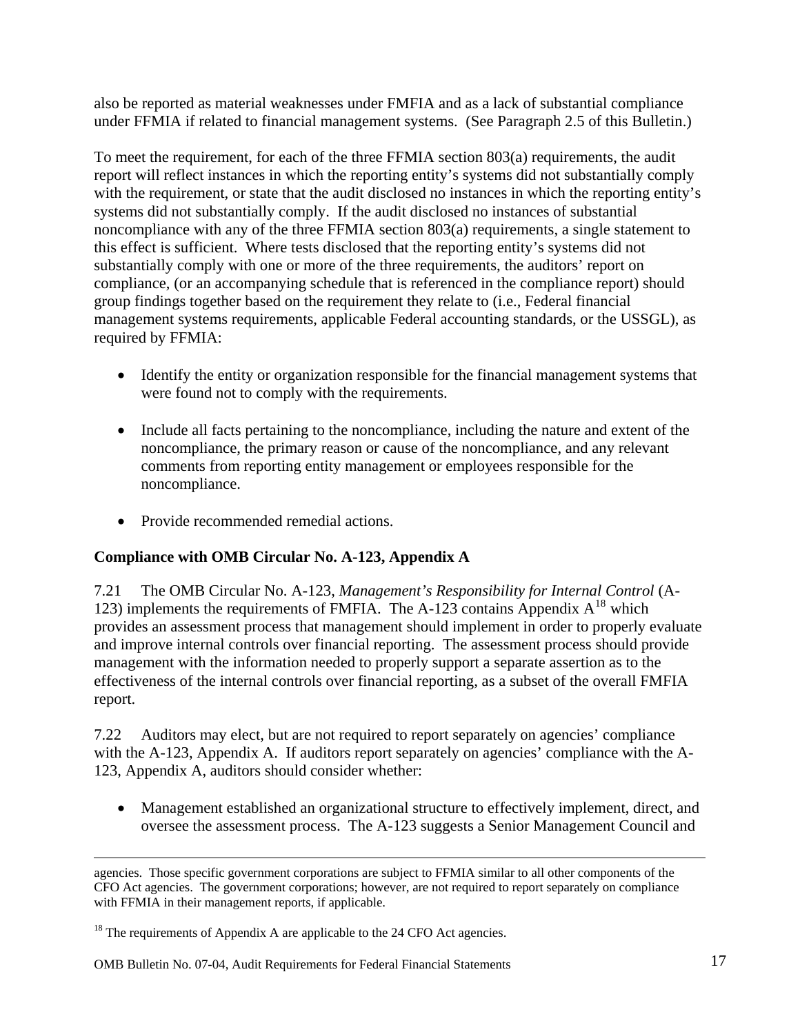also be reported as material weaknesses under FMFIA and as a lack of substantial compliance under FFMIA if related to financial management systems. (See Paragraph 2.5 of this Bulletin.)

To meet the requirement, for each of the three FFMIA section 803(a) requirements, the audit report will reflect instances in which the reporting entity's systems did not substantially comply with the requirement, or state that the audit disclosed no instances in which the reporting entity's systems did not substantially comply. If the audit disclosed no instances of substantial noncompliance with any of the three FFMIA section 803(a) requirements, a single statement to this effect is sufficient. Where tests disclosed that the reporting entity's systems did not substantially comply with one or more of the three requirements, the auditors' report on compliance, (or an accompanying schedule that is referenced in the compliance report) should group findings together based on the requirement they relate to (i.e., Federal financial management systems requirements, applicable Federal accounting standards, or the USSGL), as required by FFMIA:

- Identify the entity or organization responsible for the financial management systems that were found not to comply with the requirements.
- Include all facts pertaining to the noncompliance, including the nature and extent of the noncompliance, the primary reason or cause of the noncompliance, and any relevant comments from reporting entity management or employees responsible for the noncompliance.
- Provide recommended remedial actions.

### Compliance with OMB Circular No. A-123, Appendix A

7.21 The OMB Circular No. A-123, *Management's Responsibility for Internal Control* (A-123) implements the requirements of FMFIA. The A-123 contains Appendix A[18] which provides an assessment process that management should implement in order to properly evaluate and improve internal controls over financial reporting. The assessment process should provide management with the information needed to properly support a separate assertion as to the effectiveness of the internal controls over financial reporting, as a subset of the overall FMFIA report.

7.22 Auditors may elect, but are not required to report separately on agencies' compliance with the A-123, Appendix A. If auditors report separately on agencies' compliance with the A-123, Appendix A, auditors should consider whether:

- Management established an organizational structure to effectively implement, direct, and oversee the assessment process. The A-123 suggests a Senior Management Council and

---

agencies. Those specific government corporations are subject to FFMIA similar to all other components of the CFO Act agencies. The government corporations; however, are not required to report separately on compliance with FFMIA in their management reports, if applicable.

[18] The requirements of Appendix A are applicable to the 24 CFO Act agencies.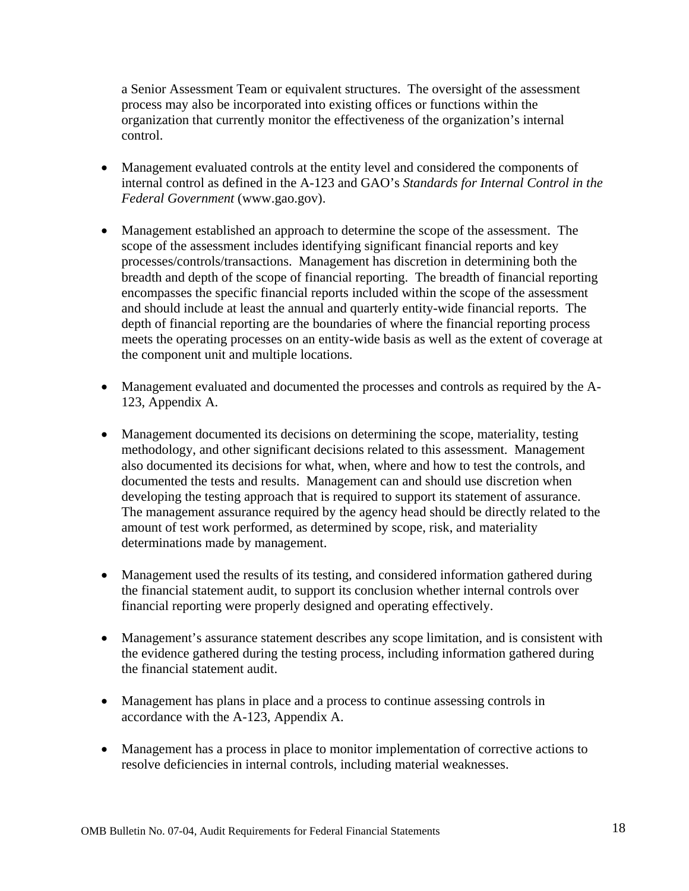a Senior Assessment Team or equivalent structures. The oversight of the assessment process may also be incorporated into existing offices or functions within the organization that currently monitor the effectiveness of the organization's internal control.

- Management evaluated controls at the entity level and considered the components of internal control as defined in the A-123 and GAO's *Standards for Internal Control in the Federal Government* (www.gao.gov).

- Management established an approach to determine the scope of the assessment. The scope of the assessment includes identifying significant financial reports and key processes/controls/transactions. Management has discretion in determining both the breadth and depth of the scope of financial reporting. The breadth of financial reporting encompasses the specific financial reports included within the scope of the assessment and should include at least the annual and quarterly entity-wide financial reports. The depth of financial reporting are the boundaries of where the financial reporting process meets the operating processes on an entity-wide basis as well as the extent of coverage at the component unit and multiple locations.

- Management evaluated and documented the processes and controls as required by the A-123, Appendix A.

- Management documented its decisions on determining the scope, materiality, testing methodology, and other significant decisions related to this assessment. Management also documented its decisions for what, when, where and how to test the controls, and documented the tests and results. Management can and should use discretion when developing the testing approach that is required to support its statement of assurance. The management assurance required by the agency head should be directly related to the amount of test work performed, as determined by scope, risk, and materiality determinations made by management.

- Management used the results of its testing, and considered information gathered during the financial statement audit, to support its conclusion whether internal controls over financial reporting were properly designed and operating effectively.

- Management's assurance statement describes any scope limitation, and is consistent with the evidence gathered during the testing process, including information gathered during the financial statement audit.

- Management has plans in place and a process to continue assessing controls in accordance with the A-123, Appendix A.

- Management has a process in place to monitor implementation of corrective actions to resolve deficiencies in internal controls, including material weaknesses.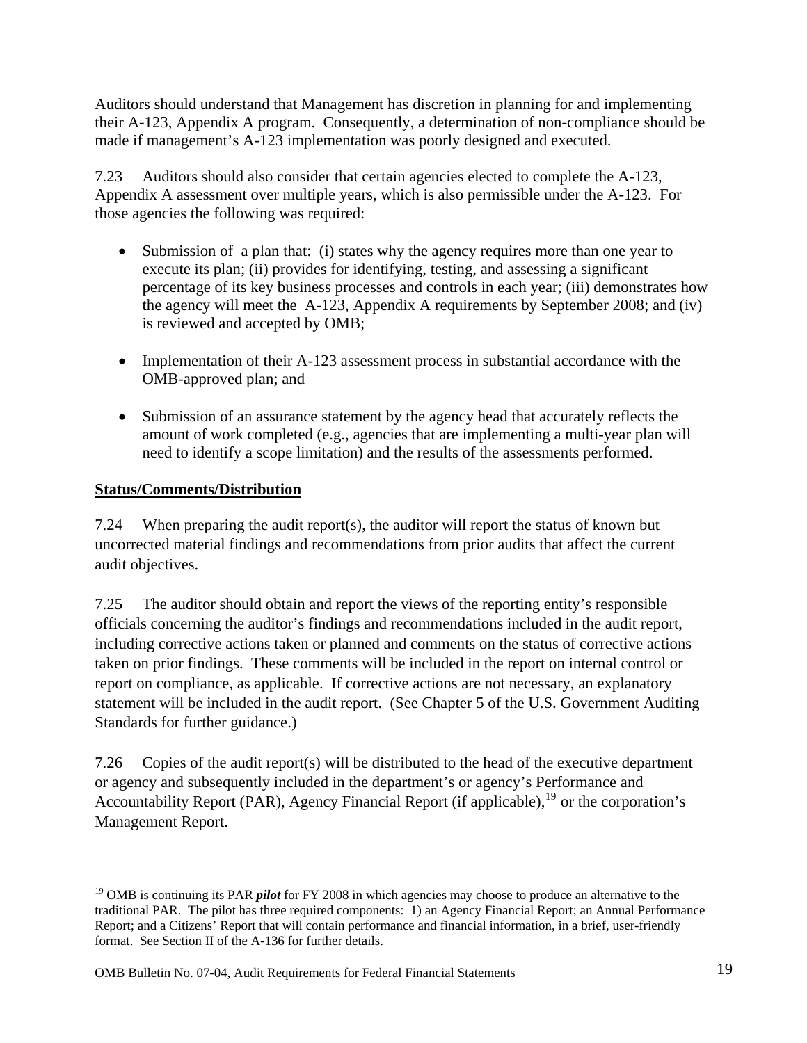Auditors should understand that Management has discretion in planning for and implementing their A-123, Appendix A program. Consequently, a determination of non-compliance should be made if management's A-123 implementation was poorly designed and executed.

7.23 Auditors should also consider that certain agencies elected to complete the A-123, Appendix A assessment over multiple years, which is also permissible under the A-123. For those agencies the following was required:

- Submission of a plan that: (i) states why the agency requires more than one year to execute its plan; (ii) provides for identifying, testing, and assessing a significant percentage of its key business processes and controls in each year; (iii) demonstrates how the agency will meet the A-123, Appendix A requirements by September 2008; and (iv) is reviewed and accepted by OMB;

- Implementation of their A-123 assessment process in substantial accordance with the OMB-approved plan; and

- Submission of an assurance statement by the agency head that accurately reflects the amount of work completed (e.g., agencies that are implementing a multi-year plan will need to identify a scope limitation) and the results of the assessments performed.

**Status/Comments/Distribution**

7.24 When preparing the audit report(s), the auditor will report the status of known but uncorrected material findings and recommendations from prior audits that affect the current audit objectives.

7.25 The auditor should obtain and report the views of the reporting entity's responsible officials concerning the auditor's findings and recommendations included in the audit report, including corrective actions taken or planned and comments on the status of corrective actions taken on prior findings. These comments will be included in the report on internal control or report on compliance, as applicable. If corrective actions are not necessary, an explanatory statement will be included in the audit report. (See Chapter 5 of the U.S. Government Auditing Standards for further guidance.)

7.26 Copies of the audit report(s) will be distributed to the head of the executive department or agency and subsequently included in the department's or agency's Performance and Accountability Report (PAR), Agency Financial Report (if applicable),[19] or the corporation's Management Report.

---

[19] OMB is continuing its PAR ***pilot*** for FY 2008 in which agencies may choose to produce an alternative to the traditional PAR. The pilot has three required components: 1) an Agency Financial Report; an Annual Performance Report; and a Citizens' Report that will contain performance and financial information, in a brief, user-friendly format. See Section II of the A-136 for further details.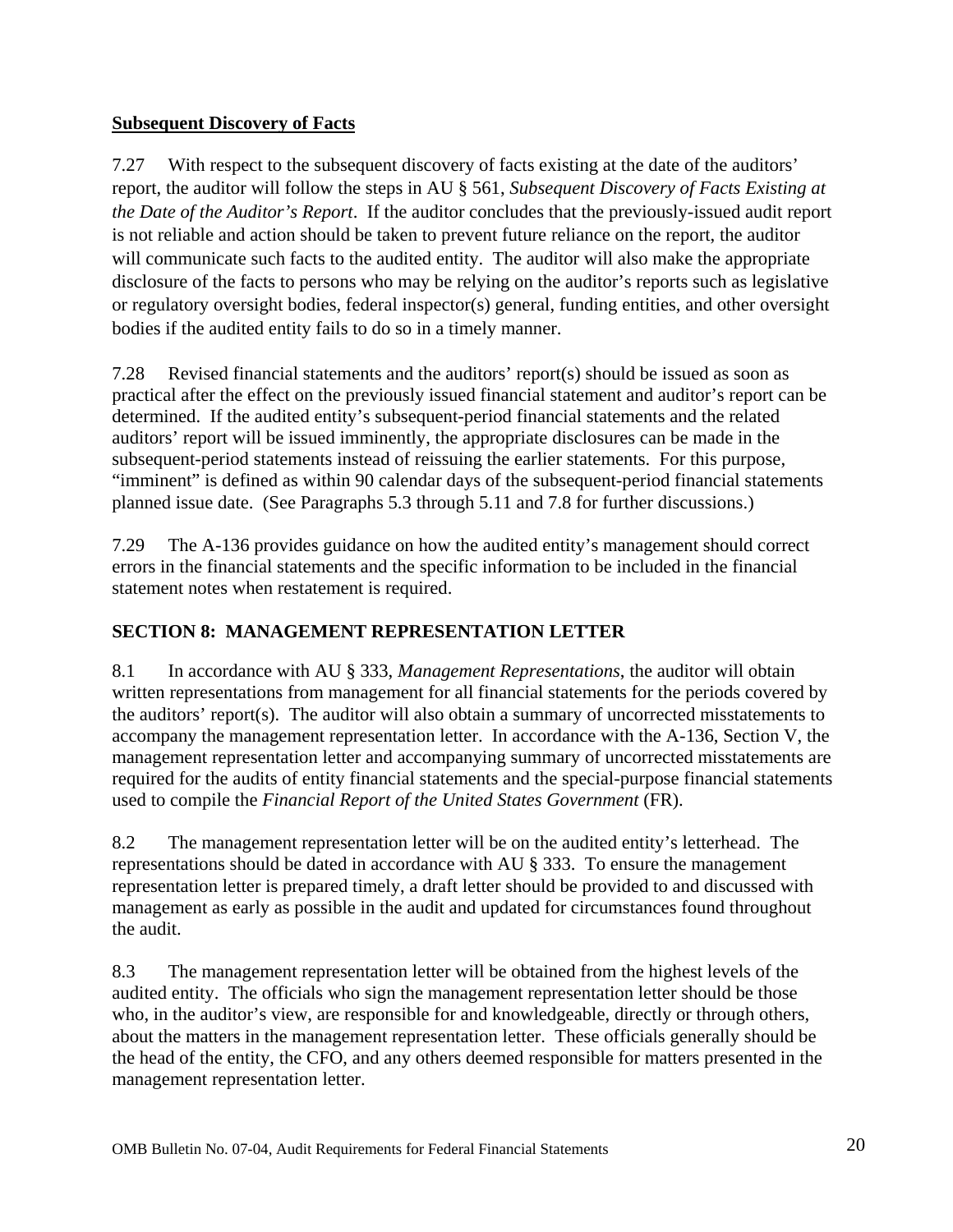**Subsequent Discovery of Facts**

7.27 With respect to the subsequent discovery of facts existing at the date of the auditors' report, the auditor will follow the steps in AU § 561, *Subsequent Discovery of Facts Existing at the Date of the Auditor's Report*. If the auditor concludes that the previously-issued audit report is not reliable and action should be taken to prevent future reliance on the report, the auditor will communicate such facts to the audited entity. The auditor will also make the appropriate disclosure of the facts to persons who may be relying on the auditor's reports such as legislative or regulatory oversight bodies, federal inspector(s) general, funding entities, and other oversight bodies if the audited entity fails to do so in a timely manner.

7.28 Revised financial statements and the auditors' report(s) should be issued as soon as practical after the effect on the previously issued financial statement and auditor's report can be determined. If the audited entity's subsequent-period financial statements and the related auditors' report will be issued imminently, the appropriate disclosures can be made in the subsequent-period statements instead of reissuing the earlier statements. For this purpose, "imminent" is defined as within 90 calendar days of the subsequent-period financial statements planned issue date. (See Paragraphs 5.3 through 5.11 and 7.8 for further discussions.)

7.29 The A-136 provides guidance on how the audited entity's management should correct errors in the financial statements and the specific information to be included in the financial statement notes when restatement is required.

## SECTION 8: MANAGEMENT REPRESENTATION LETTER

8.1 In accordance with AU § 333, *Management Representations*, the auditor will obtain written representations from management for all financial statements for the periods covered by the auditors' report(s). The auditor will also obtain a summary of uncorrected misstatements to accompany the management representation letter. In accordance with the A-136, Section V, the management representation letter and accompanying summary of uncorrected misstatements are required for the audits of entity financial statements and the special-purpose financial statements used to compile the *Financial Report of the United States Government* (FR).

8.2 The management representation letter will be on the audited entity's letterhead. The representations should be dated in accordance with AU § 333. To ensure the management representation letter is prepared timely, a draft letter should be provided to and discussed with management as early as possible in the audit and updated for circumstances found throughout the audit.

8.3 The management representation letter will be obtained from the highest levels of the audited entity. The officials who sign the management representation letter should be those who, in the auditor's view, are responsible for and knowledgeable, directly or through others, about the matters in the management representation letter. These officials generally should be the head of the entity, the CFO, and any others deemed responsible for matters presented in the management representation letter.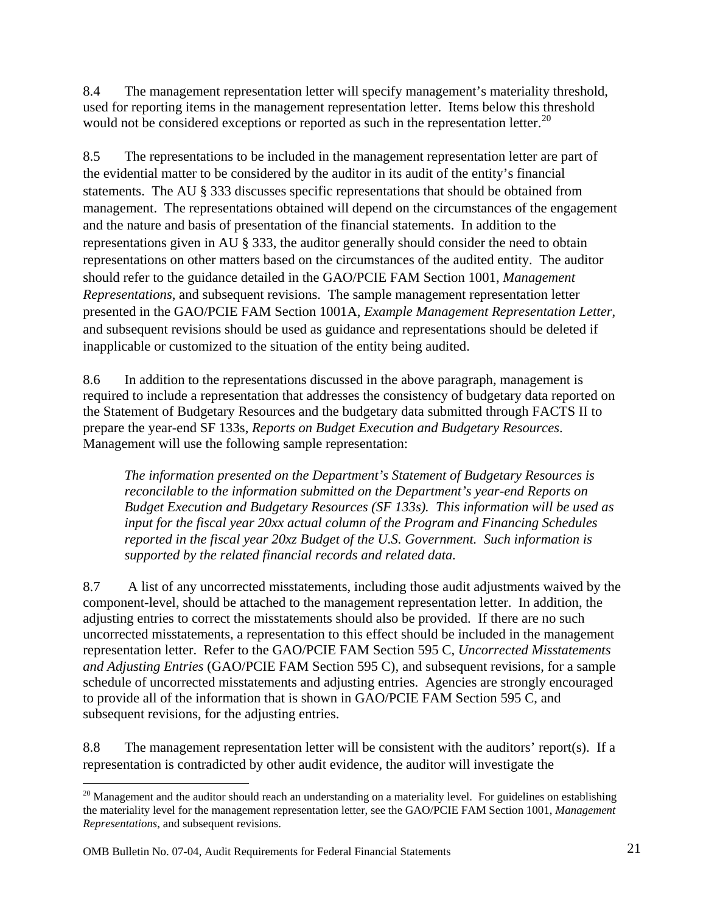8.4 The management representation letter will specify management's materiality threshold, used for reporting items in the management representation letter. Items below this threshold would not be considered exceptions or reported as such in the representation letter.[20]

8.5 The representations to be included in the management representation letter are part of the evidential matter to be considered by the auditor in its audit of the entity's financial statements. The AU § 333 discusses specific representations that should be obtained from management. The representations obtained will depend on the circumstances of the engagement and the nature and basis of presentation of the financial statements. In addition to the representations given in AU § 333, the auditor generally should consider the need to obtain representations on other matters based on the circumstances of the audited entity. The auditor should refer to the guidance detailed in the GAO/PCIE FAM Section 1001, *Management Representations*, and subsequent revisions. The sample management representation letter presented in the GAO/PCIE FAM Section 1001A, *Example Management Representation Letter*, and subsequent revisions should be used as guidance and representations should be deleted if inapplicable or customized to the situation of the entity being audited.

8.6 In addition to the representations discussed in the above paragraph, management is required to include a representation that addresses the consistency of budgetary data reported on the Statement of Budgetary Resources and the budgetary data submitted through FACTS II to prepare the year-end SF 133s, *Reports on Budget Execution and Budgetary Resources*. Management will use the following sample representation:

> *The information presented on the Department's Statement of Budgetary Resources is reconcilable to the information submitted on the Department's year-end Reports on Budget Execution and Budgetary Resources (SF 133s). This information will be used as input for the fiscal year 20xx actual column of the Program and Financing Schedules reported in the fiscal year 20xz Budget of the U.S. Government. Such information is supported by the related financial records and related data.*

8.7 A list of any uncorrected misstatements, including those audit adjustments waived by the component-level, should be attached to the management representation letter. In addition, the adjusting entries to correct the misstatements should also be provided. If there are no such uncorrected misstatements, a representation to this effect should be included in the management representation letter. Refer to the GAO/PCIE FAM Section 595 C, *Uncorrected Misstatements and Adjusting Entries* (GAO/PCIE FAM Section 595 C), and subsequent revisions, for a sample schedule of uncorrected misstatements and adjusting entries. Agencies are strongly encouraged to provide all of the information that is shown in GAO/PCIE FAM Section 595 C, and subsequent revisions, for the adjusting entries.

8.8 The management representation letter will be consistent with the auditors' report(s). If a representation is contradicted by other audit evidence, the auditor will investigate the

[20] Management and the auditor should reach an understanding on a materiality level. For guidelines on establishing the materiality level for the management representation letter, see the GAO/PCIE FAM Section 1001, *Management Representations*, and subsequent revisions.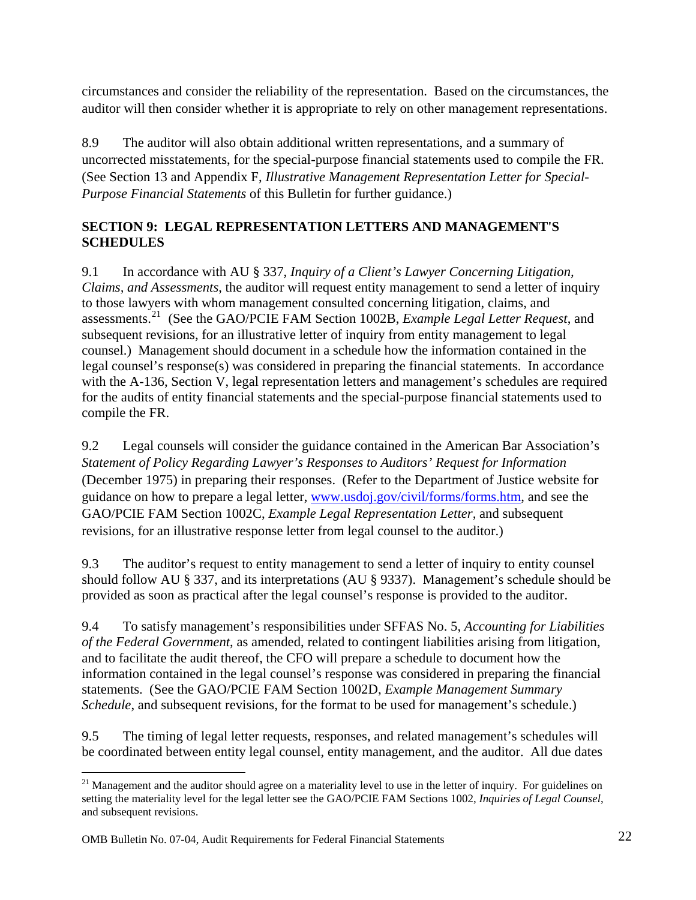circumstances and consider the reliability of the representation. Based on the circumstances, the auditor will then consider whether it is appropriate to rely on other management representations.

8.9 The auditor will also obtain additional written representations, and a summary of uncorrected misstatements, for the special-purpose financial statements used to compile the FR. (See Section 13 and Appendix F, *Illustrative Management Representation Letter for Special-Purpose Financial Statements* of this Bulletin for further guidance.)

## SECTION 9: LEGAL REPRESENTATION LETTERS AND MANAGEMENT'S SCHEDULES

9.1 In accordance with AU § 337, *Inquiry of a Client's Lawyer Concerning Litigation, Claims, and Assessments*, the auditor will request entity management to send a letter of inquiry to those lawyers with whom management consulted concerning litigation, claims, and assessments.[21] (See the GAO/PCIE FAM Section 1002B, *Example Legal Letter Request*, and subsequent revisions, for an illustrative letter of inquiry from entity management to legal counsel.) Management should document in a schedule how the information contained in the legal counsel's response(s) was considered in preparing the financial statements. In accordance with the A-136, Section V, legal representation letters and management's schedules are required for the audits of entity financial statements and the special-purpose financial statements used to compile the FR.

9.2 Legal counsels will consider the guidance contained in the American Bar Association's *Statement of Policy Regarding Lawyer's Responses to Auditors' Request for Information* (December 1975) in preparing their responses. (Refer to the Department of Justice website for guidance on how to prepare a legal letter, www.usdoj.gov/civil/forms/forms.htm, and see the GAO/PCIE FAM Section 1002C, *Example Legal Representation Letter*, and subsequent revisions, for an illustrative response letter from legal counsel to the auditor.)

9.3 The auditor's request to entity management to send a letter of inquiry to entity counsel should follow AU § 337, and its interpretations (AU § 9337). Management's schedule should be provided as soon as practical after the legal counsel's response is provided to the auditor.

9.4 To satisfy management's responsibilities under SFFAS No. 5, *Accounting for Liabilities of the Federal Government*, as amended, related to contingent liabilities arising from litigation, and to facilitate the audit thereof, the CFO will prepare a schedule to document how the information contained in the legal counsel's response was considered in preparing the financial statements. (See the GAO/PCIE FAM Section 1002D, *Example Management Summary Schedule*, and subsequent revisions, for the format to be used for management's schedule.)

9.5 The timing of legal letter requests, responses, and related management's schedules will be coordinated between entity legal counsel, entity management, and the auditor. All due dates

---

[21] Management and the auditor should agree on a materiality level to use in the letter of inquiry. For guidelines on setting the materiality level for the legal letter see the GAO/PCIE FAM Sections 1002, *Inquiries of Legal Counsel*, and subsequent revisions.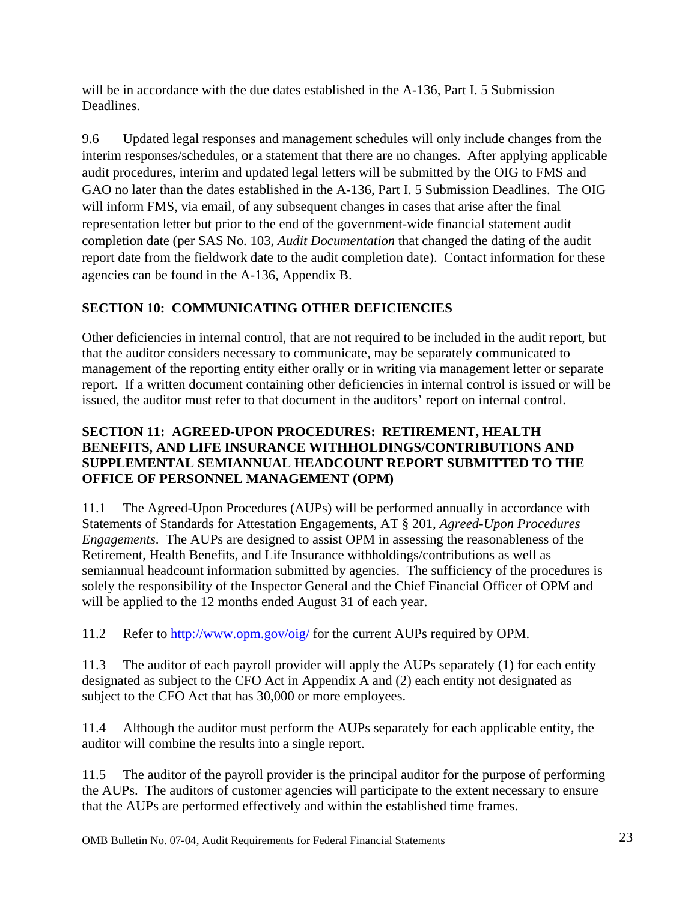will be in accordance with the due dates established in the A-136, Part I. 5 Submission Deadlines.

9.6 Updated legal responses and management schedules will only include changes from the interim responses/schedules, or a statement that there are no changes. After applying applicable audit procedures, interim and updated legal letters will be submitted by the OIG to FMS and GAO no later than the dates established in the A-136, Part I. 5 Submission Deadlines. The OIG will inform FMS, via email, of any subsequent changes in cases that arise after the final representation letter but prior to the end of the government-wide financial statement audit completion date (per SAS No. 103, *Audit Documentation* that changed the dating of the audit report date from the fieldwork date to the audit completion date). Contact information for these agencies can be found in the A-136, Appendix B.

## SECTION 10: COMMUNICATING OTHER DEFICIENCIES

Other deficiencies in internal control, that are not required to be included in the audit report, but that the auditor considers necessary to communicate, may be separately communicated to management of the reporting entity either orally or in writing via management letter or separate report. If a written document containing other deficiencies in internal control is issued or will be issued, the auditor must refer to that document in the auditors' report on internal control.

## SECTION 11: AGREED-UPON PROCEDURES: RETIREMENT, HEALTH BENEFITS, AND LIFE INSURANCE WITHHOLDINGS/CONTRIBUTIONS AND SUPPLEMENTAL SEMIANNUAL HEADCOUNT REPORT SUBMITTED TO THE OFFICE OF PERSONNEL MANAGEMENT (OPM)

11.1 The Agreed-Upon Procedures (AUPs) will be performed annually in accordance with Statements of Standards for Attestation Engagements, AT § 201, *Agreed-Upon Procedures Engagements*. The AUPs are designed to assist OPM in assessing the reasonableness of the Retirement, Health Benefits, and Life Insurance withholdings/contributions as well as semiannual headcount information submitted by agencies. The sufficiency of the procedures is solely the responsibility of the Inspector General and the Chief Financial Officer of OPM and will be applied to the 12 months ended August 31 of each year.

11.2 Refer to http://www.opm.gov/oig/ for the current AUPs required by OPM.

11.3 The auditor of each payroll provider will apply the AUPs separately (1) for each entity designated as subject to the CFO Act in Appendix A and (2) each entity not designated as subject to the CFO Act that has 30,000 or more employees.

11.4 Although the auditor must perform the AUPs separately for each applicable entity, the auditor will combine the results into a single report.

11.5 The auditor of the payroll provider is the principal auditor for the purpose of performing the AUPs. The auditors of customer agencies will participate to the extent necessary to ensure that the AUPs are performed effectively and within the established time frames.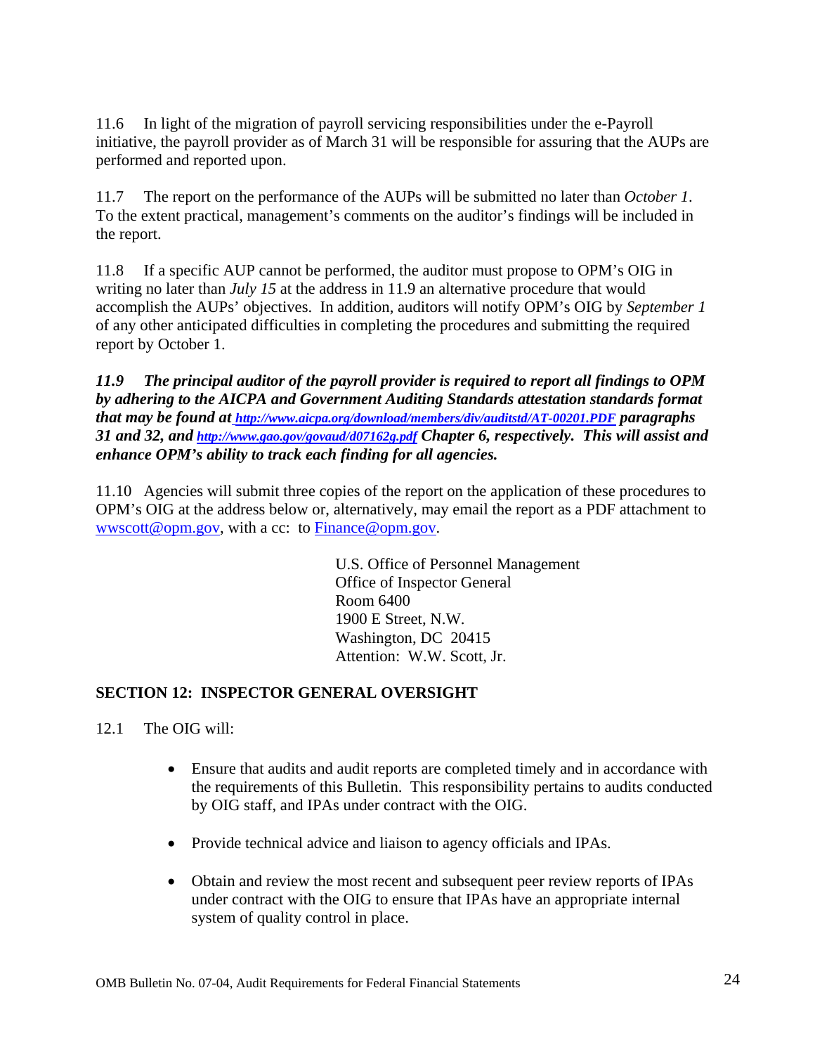11.6 In light of the migration of payroll servicing responsibilities under the e-Payroll initiative, the payroll provider as of March 31 will be responsible for assuring that the AUPs are performed and reported upon.

11.7 The report on the performance of the AUPs will be submitted no later than *October 1*. To the extent practical, management's comments on the auditor's findings will be included in the report.

11.8 If a specific AUP cannot be performed, the auditor must propose to OPM's OIG in writing no later than *July 15* at the address in 11.9 an alternative procedure that would accomplish the AUPs' objectives. In addition, auditors will notify OPM's OIG by *September 1* of any other anticipated difficulties in completing the procedures and submitting the required report by October 1.

***11.9 The principal auditor of the payroll provider is required to report all findings to OPM by adhering to the AICPA and Government Auditing Standards attestation standards format that may be found at [http://www.aicpa.org/download/members/div/auditstd/AT-00201.PDF](http://www.aicpa.org/download/members/div/auditstd/AT-00201.PDF) paragraphs 31 and 32, and [http://www.gao.gov/govaud/d07162g.pdf](http://www.gao.gov/govaud/d07162g.pdf) Chapter 6, respectively. This will assist and enhance OPM's ability to track each finding for all agencies.***

11.10 Agencies will submit three copies of the report on the application of these procedures to OPM's OIG at the address below or, alternatively, may email the report as a PDF attachment to wwscott@opm.gov, with a cc: to Finance@opm.gov.

> U.S. Office of Personnel Management
> Office of Inspector General
> Room 6400
> 1900 E Street, N.W.
> Washington, DC 20415
> Attention: W.W. Scott, Jr.

## SECTION 12: INSPECTOR GENERAL OVERSIGHT

12.1 The OIG will:

- Ensure that audits and audit reports are completed timely and in accordance with the requirements of this Bulletin. This responsibility pertains to audits conducted by OIG staff, and IPAs under contract with the OIG.
- Provide technical advice and liaison to agency officials and IPAs.
- Obtain and review the most recent and subsequent peer review reports of IPAs under contract with the OIG to ensure that IPAs have an appropriate internal system of quality control in place.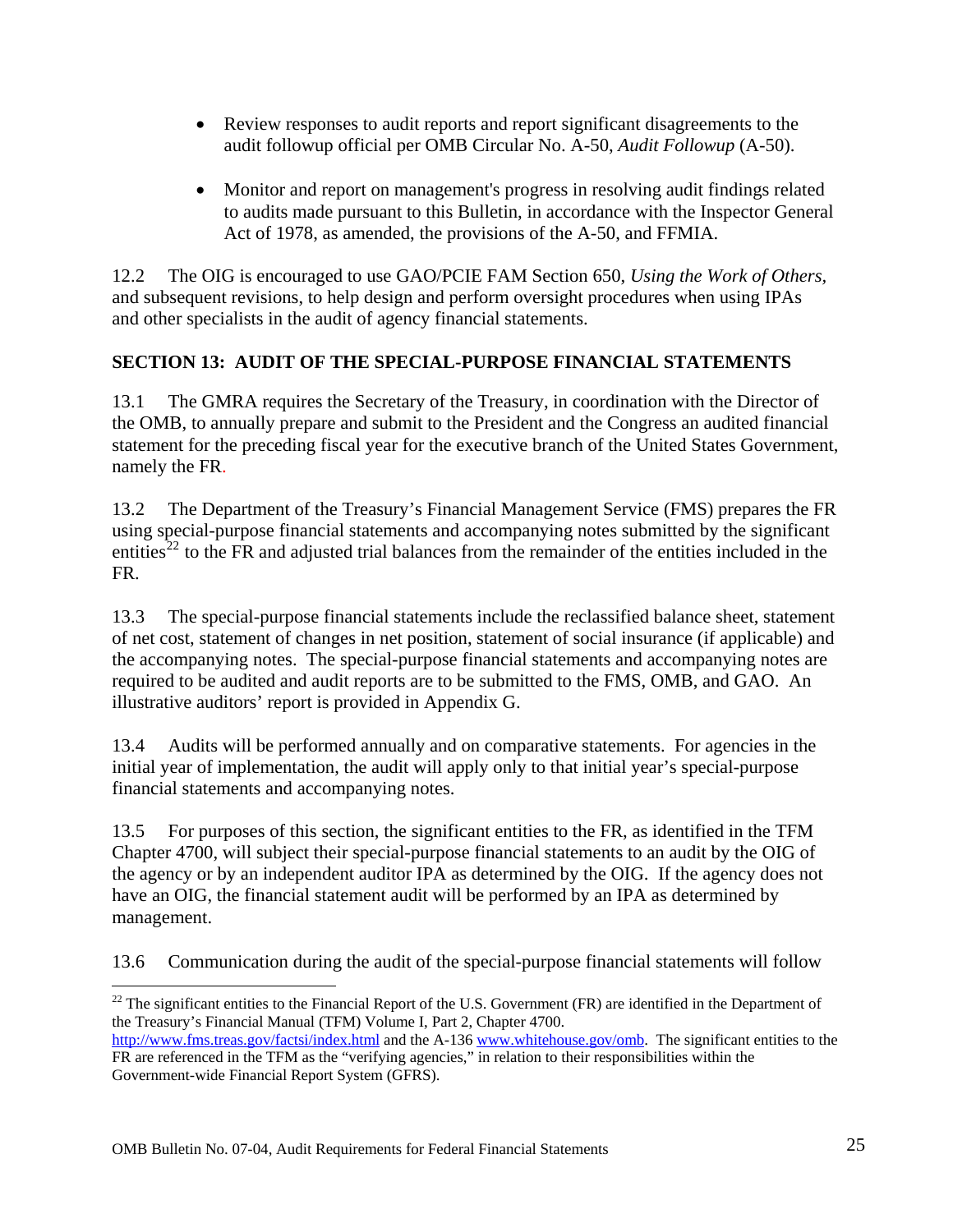- Review responses to audit reports and report significant disagreements to the audit followup official per OMB Circular No. A-50, *Audit Followup* (A-50).

- Monitor and report on management's progress in resolving audit findings related to audits made pursuant to this Bulletin, in accordance with the Inspector General Act of 1978, as amended, the provisions of the A-50, and FFMIA.

12.2 The OIG is encouraged to use GAO/PCIE FAM Section 650, *Using the Work of Others,* and subsequent revisions, to help design and perform oversight procedures when using IPAs and other specialists in the audit of agency financial statements.

## SECTION 13: AUDIT OF THE SPECIAL-PURPOSE FINANCIAL STATEMENTS

13.1 The GMRA requires the Secretary of the Treasury, in coordination with the Director of the OMB, to annually prepare and submit to the President and the Congress an audited financial statement for the preceding fiscal year for the executive branch of the United States Government, namely the FR.

13.2 The Department of the Treasury's Financial Management Service (FMS) prepares the FR using special-purpose financial statements and accompanying notes submitted by the significant entities[22] to the FR and adjusted trial balances from the remainder of the entities included in the FR.

13.3 The special-purpose financial statements include the reclassified balance sheet, statement of net cost, statement of changes in net position, statement of social insurance (if applicable) and the accompanying notes. The special-purpose financial statements and accompanying notes are required to be audited and audit reports are to be submitted to the FMS, OMB, and GAO. An illustrative auditors' report is provided in Appendix G.

13.4 Audits will be performed annually and on comparative statements. For agencies in the initial year of implementation, the audit will apply only to that initial year's special-purpose financial statements and accompanying notes.

13.5 For purposes of this section, the significant entities to the FR, as identified in the TFM Chapter 4700, will subject their special-purpose financial statements to an audit by the OIG of the agency or by an independent auditor IPA as determined by the OIG. If the agency does not have an OIG, the financial statement audit will be performed by an IPA as determined by management.

13.6 Communication during the audit of the special-purpose financial statements will follow

---

[22] The significant entities to the Financial Report of the U.S. Government (FR) are identified in the Department of the Treasury's Financial Manual (TFM) Volume I, Part 2, Chapter 4700. http://www.fms.treas.gov/factsi/index.html and the A-136 www.whitehouse.gov/omb. The significant entities to the FR are referenced in the TFM as the "verifying agencies," in relation to their responsibilities within the Government-wide Financial Report System (GFRS).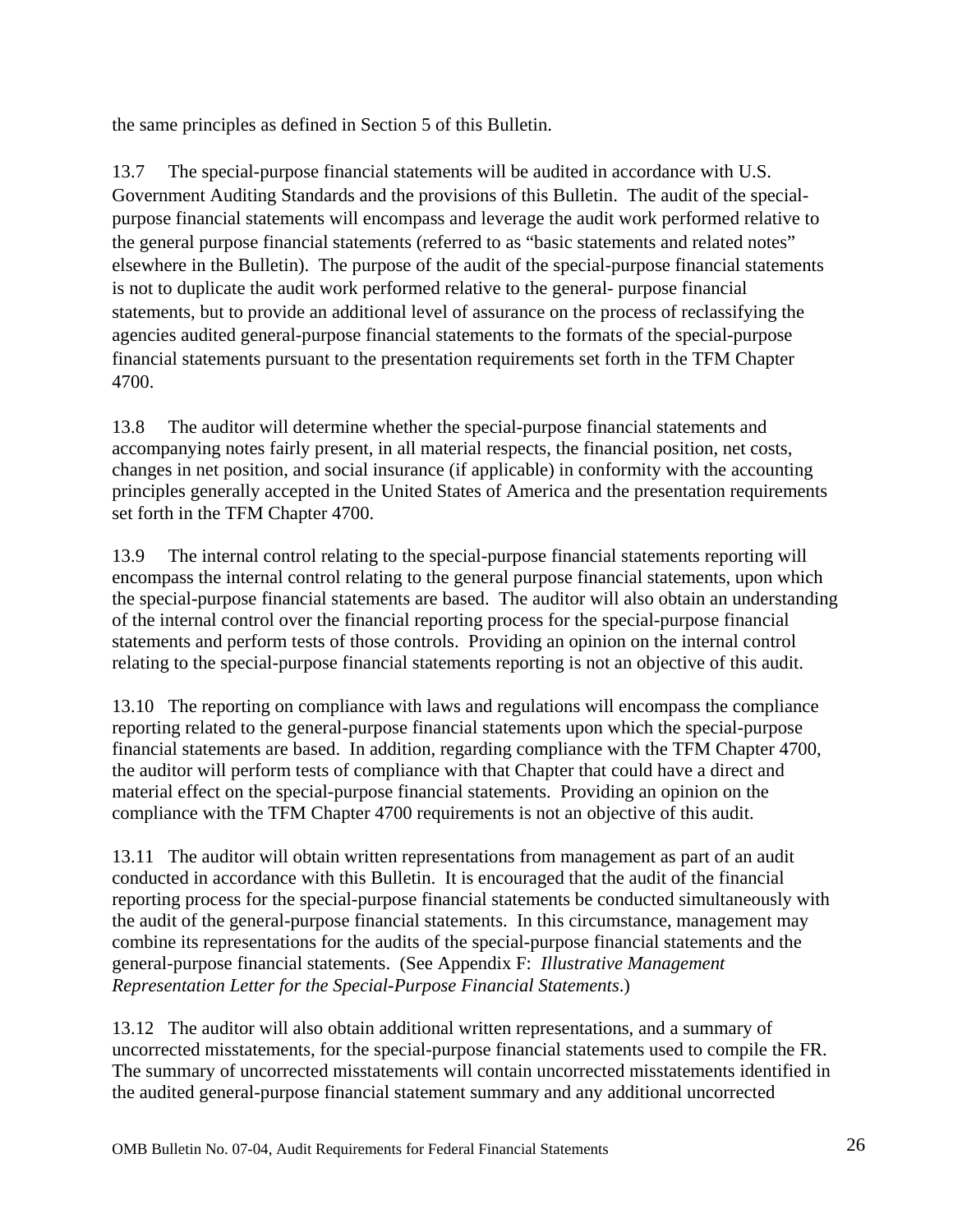the same principles as defined in Section 5 of this Bulletin.

13.7 The special-purpose financial statements will be audited in accordance with U.S. Government Auditing Standards and the provisions of this Bulletin. The audit of the special-purpose financial statements will encompass and leverage the audit work performed relative to the general purpose financial statements (referred to as "basic statements and related notes" elsewhere in the Bulletin). The purpose of the audit of the special-purpose financial statements is not to duplicate the audit work performed relative to the general- purpose financial statements, but to provide an additional level of assurance on the process of reclassifying the agencies audited general-purpose financial statements to the formats of the special-purpose financial statements pursuant to the presentation requirements set forth in the TFM Chapter 4700.

13.8 The auditor will determine whether the special-purpose financial statements and accompanying notes fairly present, in all material respects, the financial position, net costs, changes in net position, and social insurance (if applicable) in conformity with the accounting principles generally accepted in the United States of America and the presentation requirements set forth in the TFM Chapter 4700.

13.9 The internal control relating to the special-purpose financial statements reporting will encompass the internal control relating to the general purpose financial statements, upon which the special-purpose financial statements are based. The auditor will also obtain an understanding of the internal control over the financial reporting process for the special-purpose financial statements and perform tests of those controls. Providing an opinion on the internal control relating to the special-purpose financial statements reporting is not an objective of this audit.

13.10 The reporting on compliance with laws and regulations will encompass the compliance reporting related to the general-purpose financial statements upon which the special-purpose financial statements are based. In addition, regarding compliance with the TFM Chapter 4700, the auditor will perform tests of compliance with that Chapter that could have a direct and material effect on the special-purpose financial statements. Providing an opinion on the compliance with the TFM Chapter 4700 requirements is not an objective of this audit.

13.11 The auditor will obtain written representations from management as part of an audit conducted in accordance with this Bulletin. It is encouraged that the audit of the financial reporting process for the special-purpose financial statements be conducted simultaneously with the audit of the general-purpose financial statements. In this circumstance, management may combine its representations for the audits of the special-purpose financial statements and the general-purpose financial statements. (See Appendix F: *Illustrative Management Representation Letter for the Special-Purpose Financial Statements*.)

13.12 The auditor will also obtain additional written representations, and a summary of uncorrected misstatements, for the special-purpose financial statements used to compile the FR. The summary of uncorrected misstatements will contain uncorrected misstatements identified in the audited general-purpose financial statement summary and any additional uncorrected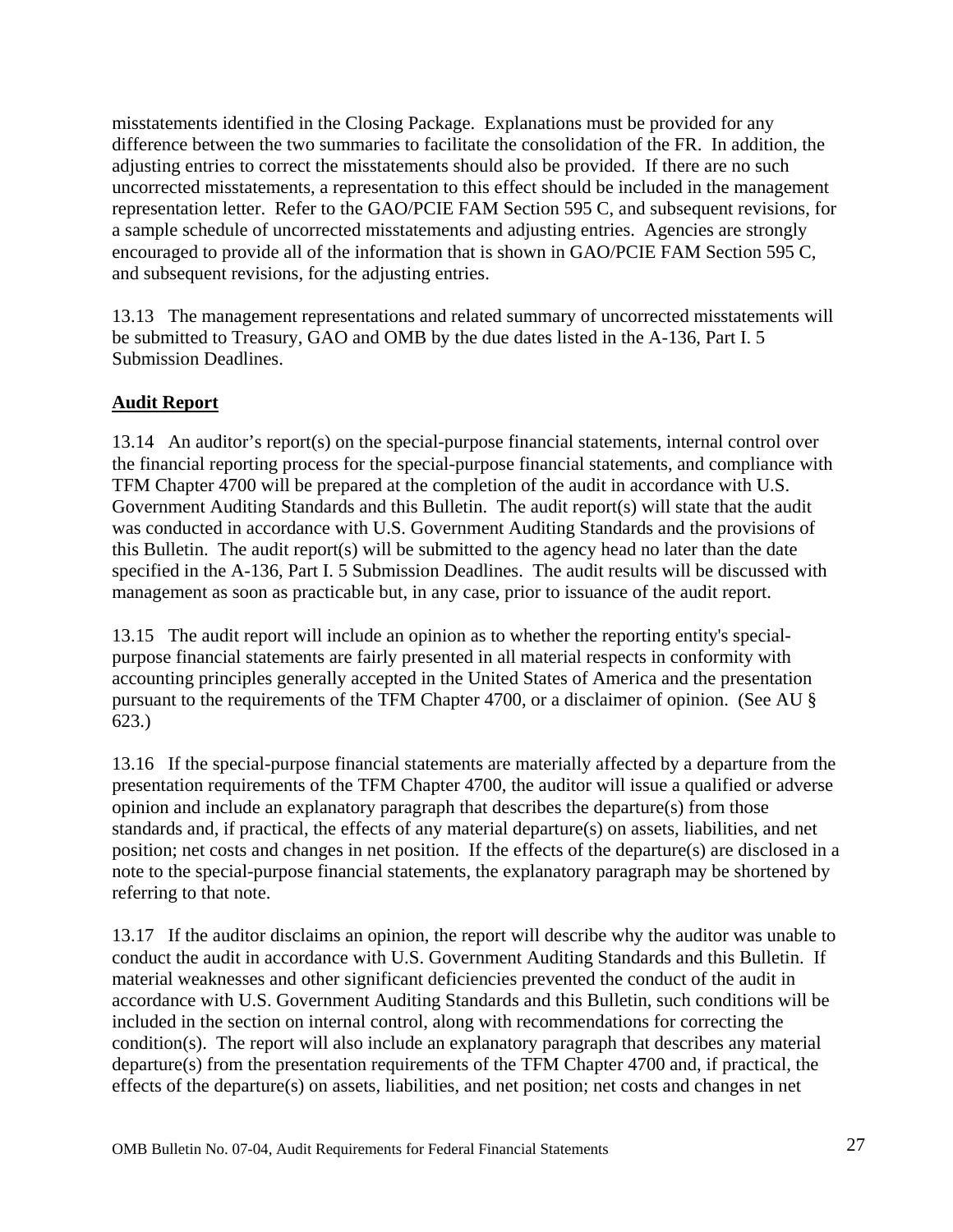misstatements identified in the Closing Package. Explanations must be provided for any difference between the two summaries to facilitate the consolidation of the FR. In addition, the adjusting entries to correct the misstatements should also be provided. If there are no such uncorrected misstatements, a representation to this effect should be included in the management representation letter. Refer to the GAO/PCIE FAM Section 595 C, and subsequent revisions, for a sample schedule of uncorrected misstatements and adjusting entries. Agencies are strongly encouraged to provide all of the information that is shown in GAO/PCIE FAM Section 595 C, and subsequent revisions, for the adjusting entries.

13.13 The management representations and related summary of uncorrected misstatements will be submitted to Treasury, GAO and OMB by the due dates listed in the A-136, Part I. 5 Submission Deadlines.

**Audit Report**

13.14 An auditor's report(s) on the special-purpose financial statements, internal control over the financial reporting process for the special-purpose financial statements, and compliance with TFM Chapter 4700 will be prepared at the completion of the audit in accordance with U.S. Government Auditing Standards and this Bulletin. The audit report(s) will state that the audit was conducted in accordance with U.S. Government Auditing Standards and the provisions of this Bulletin. The audit report(s) will be submitted to the agency head no later than the date specified in the A-136, Part I. 5 Submission Deadlines. The audit results will be discussed with management as soon as practicable but, in any case, prior to issuance of the audit report.

13.15 The audit report will include an opinion as to whether the reporting entity's special-purpose financial statements are fairly presented in all material respects in conformity with accounting principles generally accepted in the United States of America and the presentation pursuant to the requirements of the TFM Chapter 4700, or a disclaimer of opinion. (See AU § 623.)

13.16 If the special-purpose financial statements are materially affected by a departure from the presentation requirements of the TFM Chapter 4700, the auditor will issue a qualified or adverse opinion and include an explanatory paragraph that describes the departure(s) from those standards and, if practical, the effects of any material departure(s) on assets, liabilities, and net position; net costs and changes in net position. If the effects of the departure(s) are disclosed in a note to the special-purpose financial statements, the explanatory paragraph may be shortened by referring to that note.

13.17 If the auditor disclaims an opinion, the report will describe why the auditor was unable to conduct the audit in accordance with U.S. Government Auditing Standards and this Bulletin. If material weaknesses and other significant deficiencies prevented the conduct of the audit in accordance with U.S. Government Auditing Standards and this Bulletin, such conditions will be included in the section on internal control, along with recommendations for correcting the condition(s). The report will also include an explanatory paragraph that describes any material departure(s) from the presentation requirements of the TFM Chapter 4700 and, if practical, the effects of the departure(s) on assets, liabilities, and net position; net costs and changes in net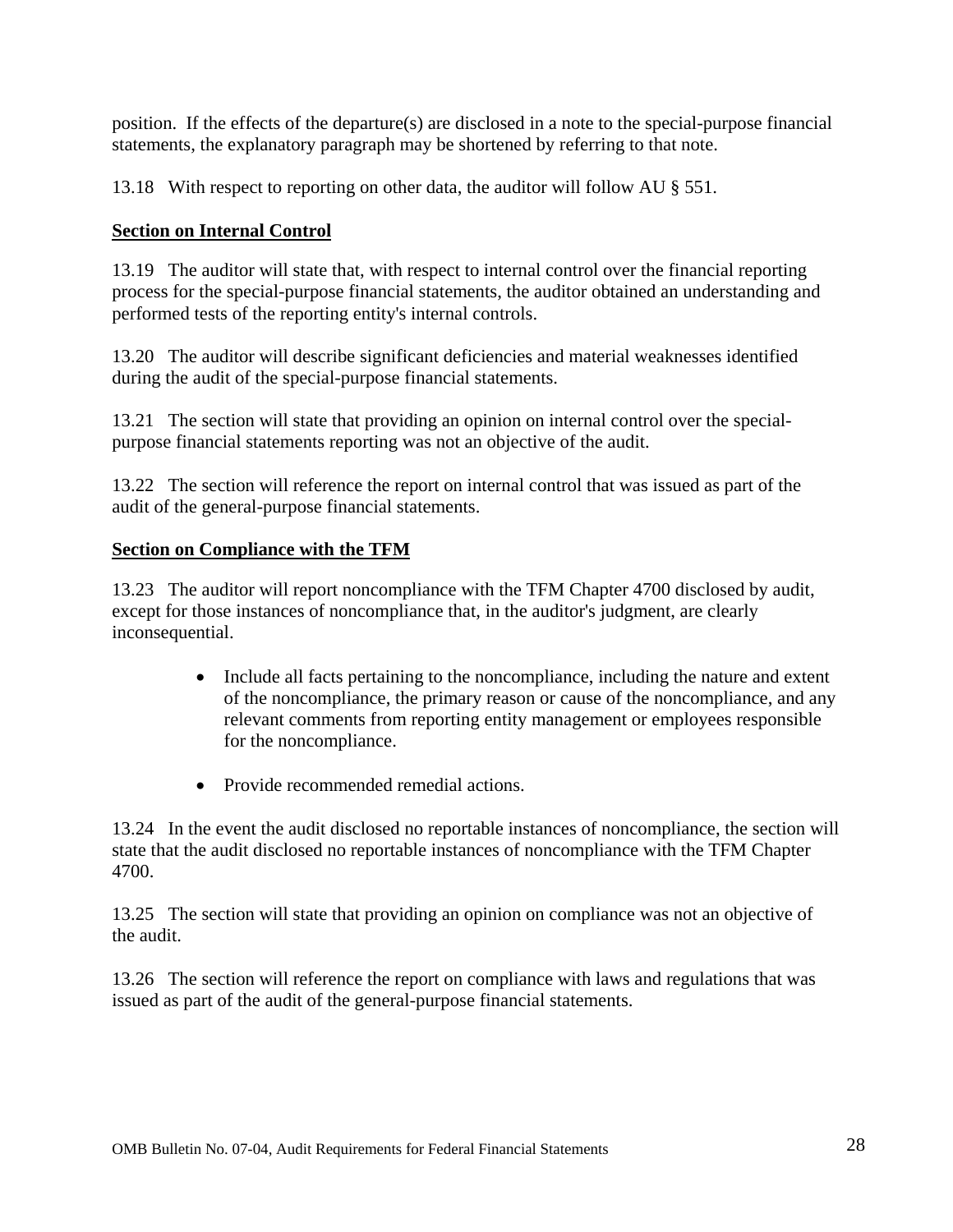position. If the effects of the departure(s) are disclosed in a note to the special-purpose financial statements, the explanatory paragraph may be shortened by referring to that note.

13.18 With respect to reporting on other data, the auditor will follow AU § 551.

**Section on Internal Control**

13.19 The auditor will state that, with respect to internal control over the financial reporting process for the special-purpose financial statements, the auditor obtained an understanding and performed tests of the reporting entity's internal controls.

13.20 The auditor will describe significant deficiencies and material weaknesses identified during the audit of the special-purpose financial statements.

13.21 The section will state that providing an opinion on internal control over the special-purpose financial statements reporting was not an objective of the audit.

13.22 The section will reference the report on internal control that was issued as part of the audit of the general-purpose financial statements.

**Section on Compliance with the TFM**

13.23 The auditor will report noncompliance with the TFM Chapter 4700 disclosed by audit, except for those instances of noncompliance that, in the auditor's judgment, are clearly inconsequential.

- Include all facts pertaining to the noncompliance, including the nature and extent of the noncompliance, the primary reason or cause of the noncompliance, and any relevant comments from reporting entity management or employees responsible for the noncompliance.
- Provide recommended remedial actions.

13.24 In the event the audit disclosed no reportable instances of noncompliance, the section will state that the audit disclosed no reportable instances of noncompliance with the TFM Chapter 4700.

13.25 The section will state that providing an opinion on compliance was not an objective of the audit.

13.26 The section will reference the report on compliance with laws and regulations that was issued as part of the audit of the general-purpose financial statements.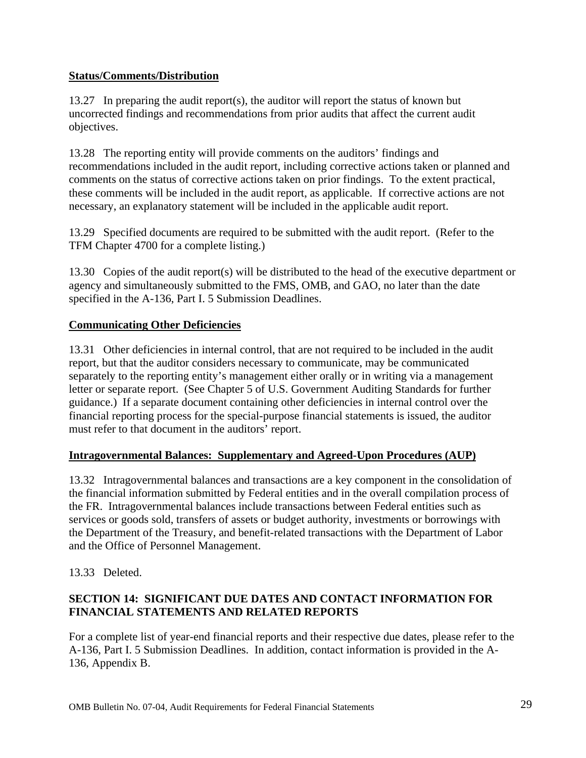**Status/Comments/Distribution**

13.27 In preparing the audit report(s), the auditor will report the status of known but uncorrected findings and recommendations from prior audits that affect the current audit objectives.

13.28 The reporting entity will provide comments on the auditors' findings and recommendations included in the audit report, including corrective actions taken or planned and comments on the status of corrective actions taken on prior findings. To the extent practical, these comments will be included in the audit report, as applicable. If corrective actions are not necessary, an explanatory statement will be included in the applicable audit report.

13.29 Specified documents are required to be submitted with the audit report. (Refer to the TFM Chapter 4700 for a complete listing.)

13.30 Copies of the audit report(s) will be distributed to the head of the executive department or agency and simultaneously submitted to the FMS, OMB, and GAO, no later than the date specified in the A-136, Part I. 5 Submission Deadlines.

**Communicating Other Deficiencies**

13.31 Other deficiencies in internal control, that are not required to be included in the audit report, but that the auditor considers necessary to communicate, may be communicated separately to the reporting entity's management either orally or in writing via a management letter or separate report. (See Chapter 5 of U.S. Government Auditing Standards for further guidance.) If a separate document containing other deficiencies in internal control over the financial reporting process for the special-purpose financial statements is issued, the auditor must refer to that document in the auditors' report.

**Intragovernmental Balances: Supplementary and Agreed-Upon Procedures (AUP)**

13.32 Intragovernmental balances and transactions are a key component in the consolidation of the financial information submitted by Federal entities and in the overall compilation process of the FR. Intragovernmental balances include transactions between Federal entities such as services or goods sold, transfers of assets or budget authority, investments or borrowings with the Department of the Treasury, and benefit-related transactions with the Department of Labor and the Office of Personnel Management.

13.33 Deleted.

## SECTION 14: SIGNIFICANT DUE DATES AND CONTACT INFORMATION FOR FINANCIAL STATEMENTS AND RELATED REPORTS

For a complete list of year-end financial reports and their respective due dates, please refer to the A-136, Part I. 5 Submission Deadlines. In addition, contact information is provided in the A-136, Appendix B.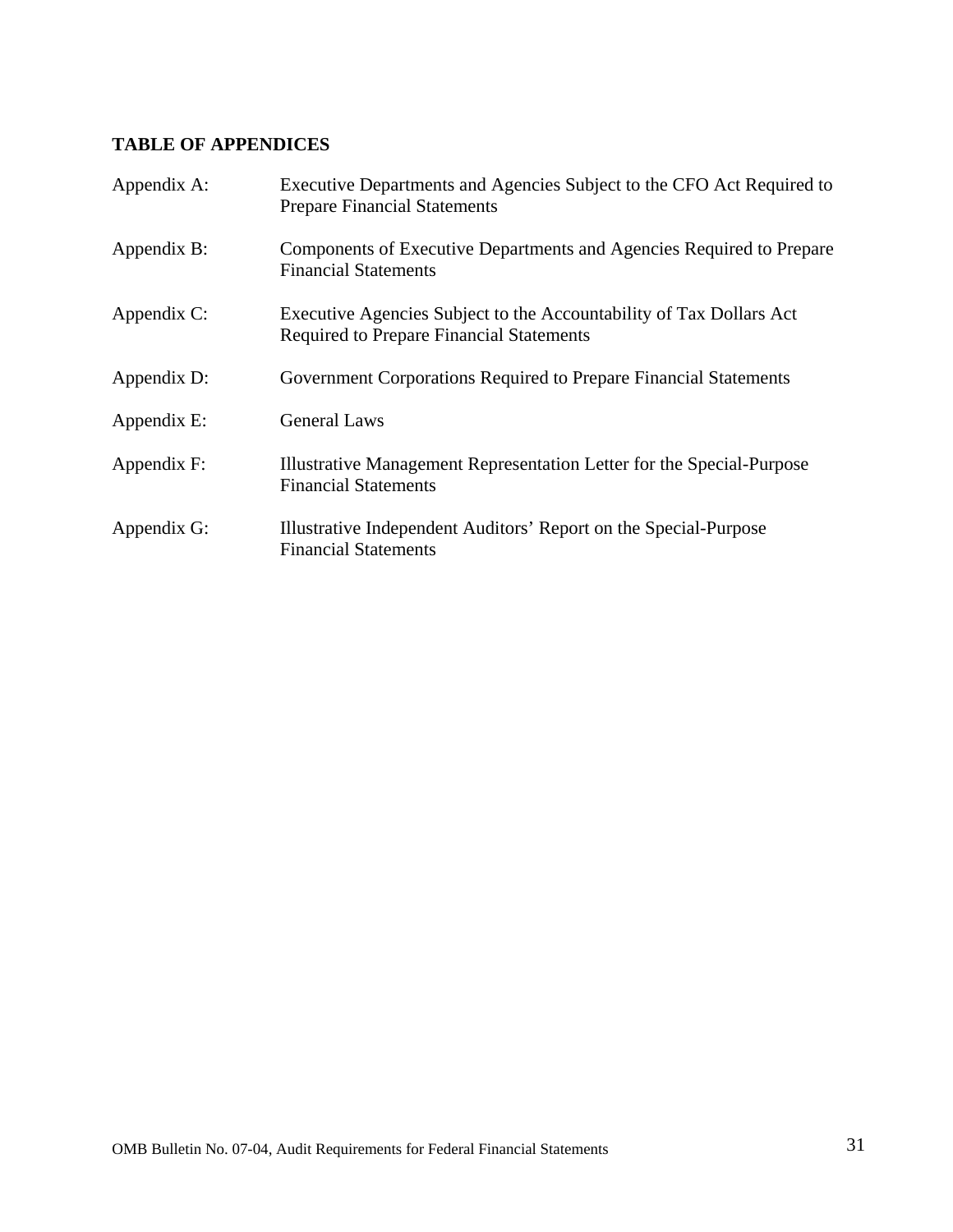**TABLE OF APPENDICES**

| | |
|---|---|
| Appendix A: | Executive Departments and Agencies Subject to the CFO Act Required to Prepare Financial Statements |
| Appendix B: | Components of Executive Departments and Agencies Required to Prepare Financial Statements |
| Appendix C: | Executive Agencies Subject to the Accountability of Tax Dollars Act Required to Prepare Financial Statements |
| Appendix D: | Government Corporations Required to Prepare Financial Statements |
| Appendix E: | General Laws |
| Appendix F: | Illustrative Management Representation Letter for the Special-Purpose Financial Statements |
| Appendix G: | Illustrative Independent Auditors' Report on the Special-Purpose Financial Statements |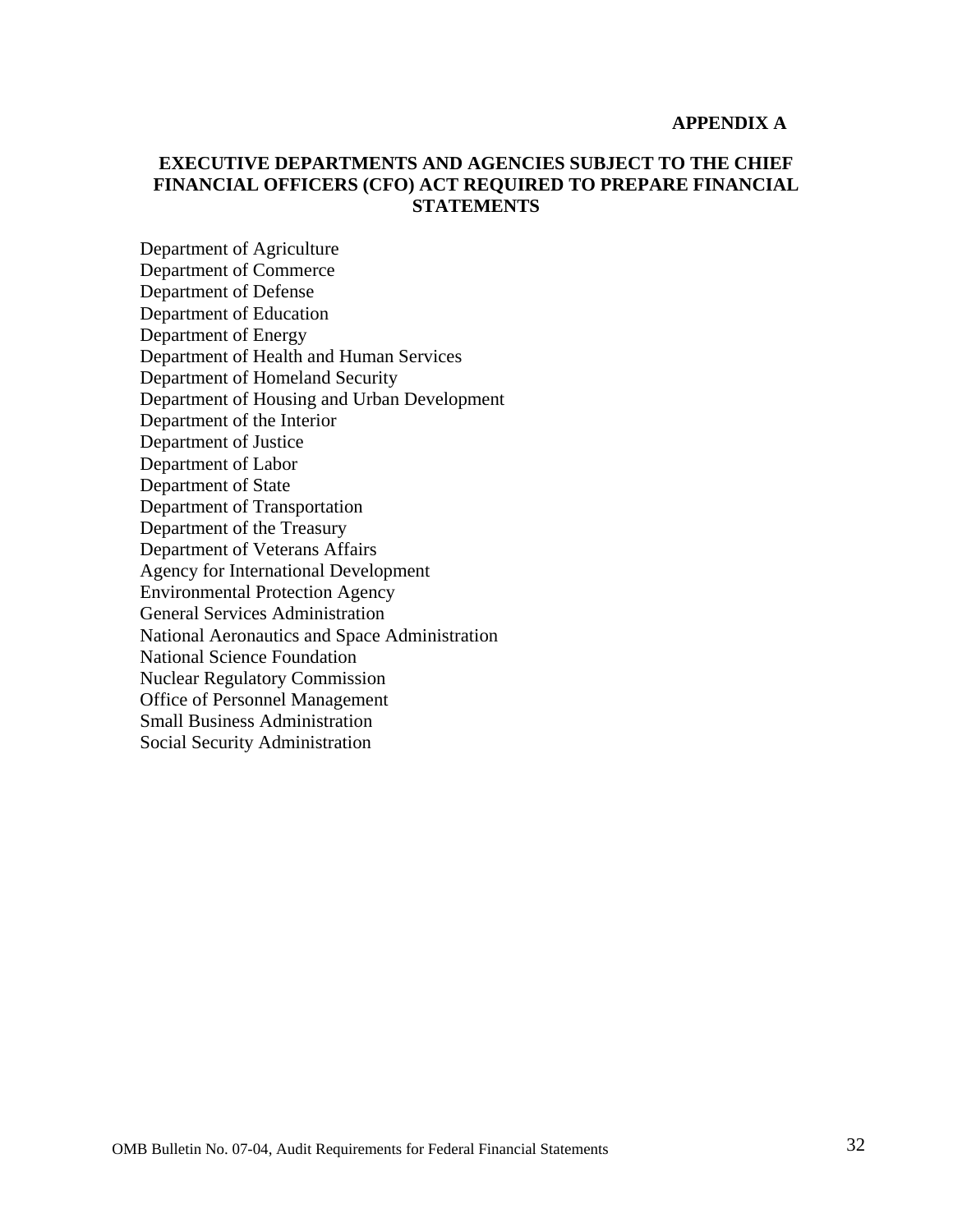**APPENDIX A**

## EXECUTIVE DEPARTMENTS AND AGENCIES SUBJECT TO THE CHIEF FINANCIAL OFFICERS (CFO) ACT REQUIRED TO PREPARE FINANCIAL STATEMENTS

Department of Agriculture
Department of Commerce
Department of Defense
Department of Education
Department of Energy
Department of Health and Human Services
Department of Homeland Security
Department of Housing and Urban Development
Department of the Interior
Department of Justice
Department of Labor
Department of State
Department of Transportation
Department of the Treasury
Department of Veterans Affairs
Agency for International Development
Environmental Protection Agency
General Services Administration
National Aeronautics and Space Administration
National Science Foundation
Nuclear Regulatory Commission
Office of Personnel Management
Small Business Administration
Social Security Administration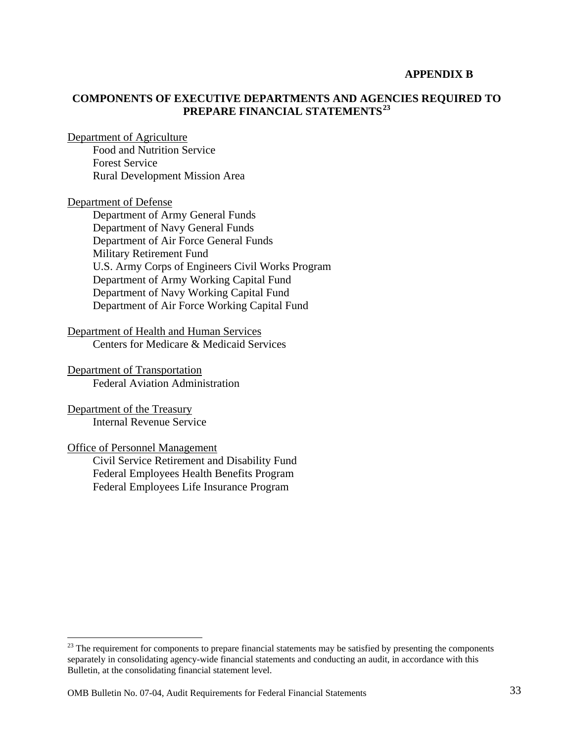**APPENDIX B**

## COMPONENTS OF EXECUTIVE DEPARTMENTS AND AGENCIES REQUIRED TO PREPARE FINANCIAL STATEMENTS[23]

Department of Agriculture
- Food and Nutrition Service
- Forest Service
- Rural Development Mission Area

Department of Defense
- Department of Army General Funds
- Department of Navy General Funds
- Department of Air Force General Funds
- Military Retirement Fund
- U.S. Army Corps of Engineers Civil Works Program
- Department of Army Working Capital Fund
- Department of Navy Working Capital Fund
- Department of Air Force Working Capital Fund

Department of Health and Human Services
- Centers for Medicare & Medicaid Services

Department of Transportation
- Federal Aviation Administration

Department of the Treasury
- Internal Revenue Service

Office of Personnel Management
- Civil Service Retirement and Disability Fund
- Federal Employees Health Benefits Program
- Federal Employees Life Insurance Program

[23] The requirement for components to prepare financial statements may be satisfied by presenting the components separately in consolidating agency-wide financial statements and conducting an audit, in accordance with this Bulletin, at the consolidating financial statement level.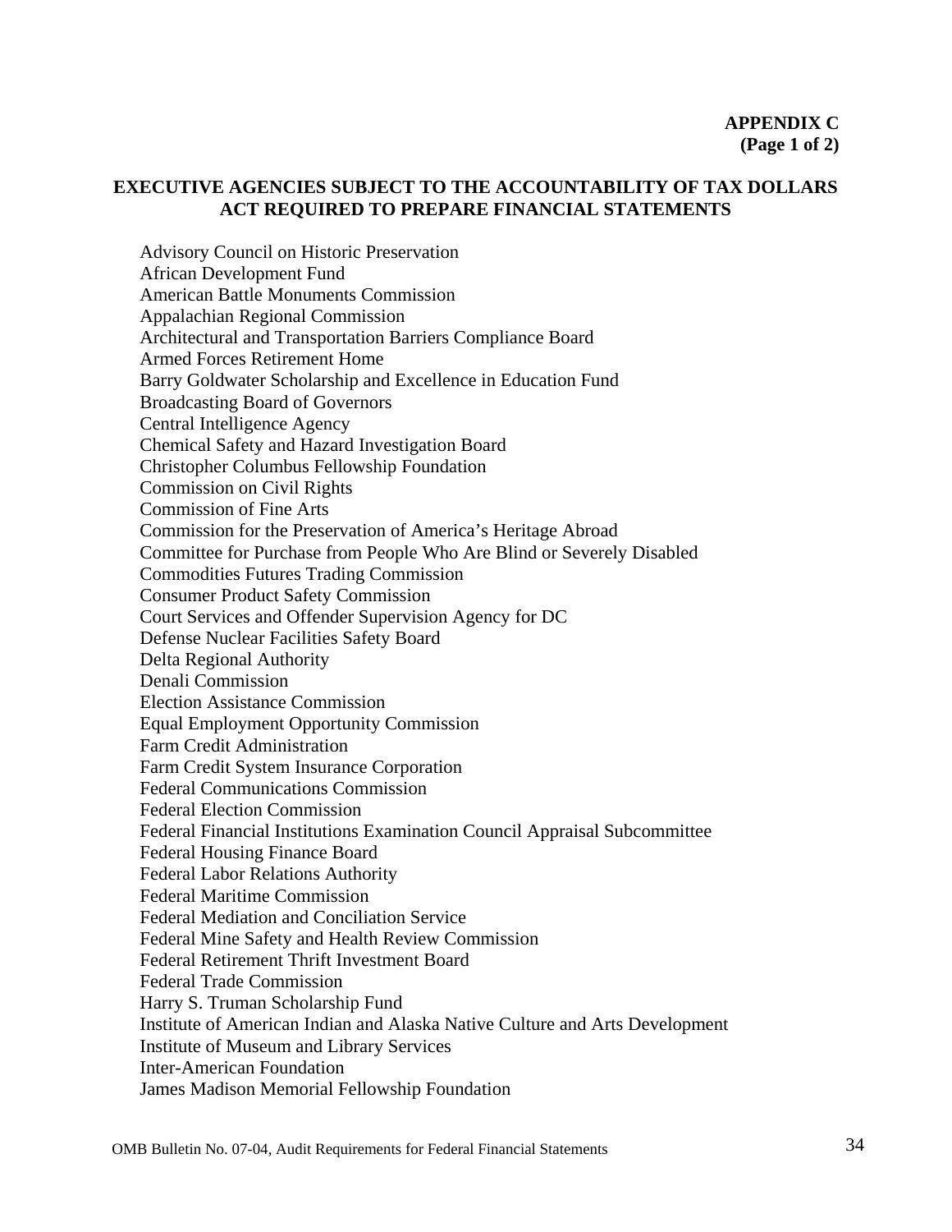**APPENDIX C**
**(Page 1 of 2)**

## EXECUTIVE AGENCIES SUBJECT TO THE ACCOUNTABILITY OF TAX DOLLARS ACT REQUIRED TO PREPARE FINANCIAL STATEMENTS

Advisory Council on Historic Preservation
African Development Fund
American Battle Monuments Commission
Appalachian Regional Commission
Architectural and Transportation Barriers Compliance Board
Armed Forces Retirement Home
Barry Goldwater Scholarship and Excellence in Education Fund
Broadcasting Board of Governors
Central Intelligence Agency
Chemical Safety and Hazard Investigation Board
Christopher Columbus Fellowship Foundation
Commission on Civil Rights
Commission of Fine Arts
Commission for the Preservation of America's Heritage Abroad
Committee for Purchase from People Who Are Blind or Severely Disabled
Commodities Futures Trading Commission
Consumer Product Safety Commission
Court Services and Offender Supervision Agency for DC
Defense Nuclear Facilities Safety Board
Delta Regional Authority
Denali Commission
Election Assistance Commission
Equal Employment Opportunity Commission
Farm Credit Administration
Farm Credit System Insurance Corporation
Federal Communications Commission
Federal Election Commission
Federal Financial Institutions Examination Council Appraisal Subcommittee
Federal Housing Finance Board
Federal Labor Relations Authority
Federal Maritime Commission
Federal Mediation and Conciliation Service
Federal Mine Safety and Health Review Commission
Federal Retirement Thrift Investment Board
Federal Trade Commission
Harry S. Truman Scholarship Fund
Institute of American Indian and Alaska Native Culture and Arts Development
Institute of Museum and Library Services
Inter-American Foundation
James Madison Memorial Fellowship Foundation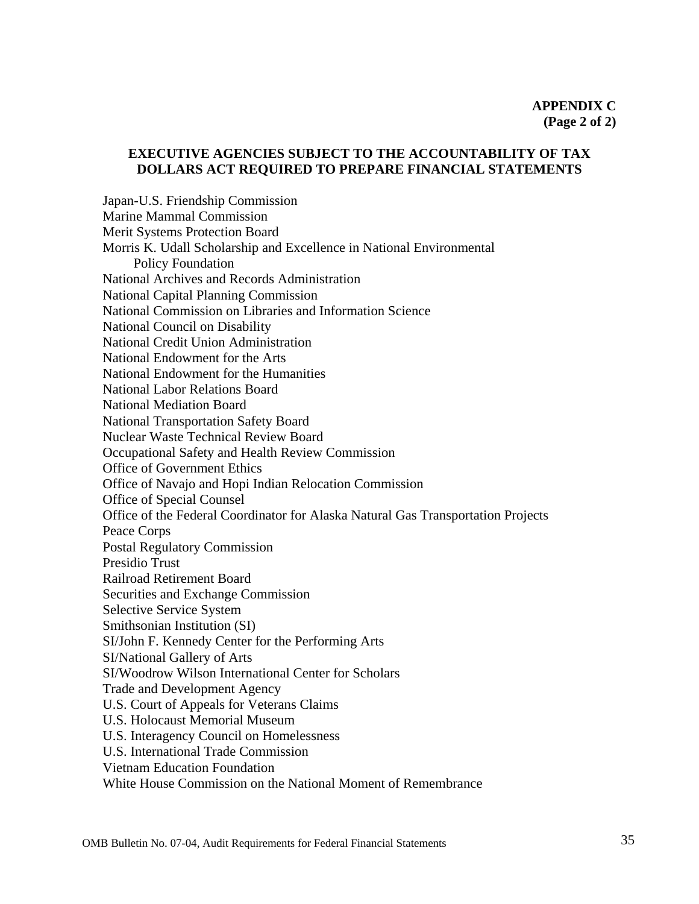**APPENDIX C**
**(Page 2 of 2)**

## EXECUTIVE AGENCIES SUBJECT TO THE ACCOUNTABILITY OF TAX DOLLARS ACT REQUIRED TO PREPARE FINANCIAL STATEMENTS

Japan-U.S. Friendship Commission
Marine Mammal Commission
Merit Systems Protection Board
Morris K. Udall Scholarship and Excellence in National Environmental Policy Foundation
National Archives and Records Administration
National Capital Planning Commission
National Commission on Libraries and Information Science
National Council on Disability
National Credit Union Administration
National Endowment for the Arts
National Endowment for the Humanities
National Labor Relations Board
National Mediation Board
National Transportation Safety Board
Nuclear Waste Technical Review Board
Occupational Safety and Health Review Commission
Office of Government Ethics
Office of Navajo and Hopi Indian Relocation Commission
Office of Special Counsel
Office of the Federal Coordinator for Alaska Natural Gas Transportation Projects
Peace Corps
Postal Regulatory Commission
Presidio Trust
Railroad Retirement Board
Securities and Exchange Commission
Selective Service System
Smithsonian Institution (SI)
SI/John F. Kennedy Center for the Performing Arts
SI/National Gallery of Arts
SI/Woodrow Wilson International Center for Scholars
Trade and Development Agency
U.S. Court of Appeals for Veterans Claims
U.S. Holocaust Memorial Museum
U.S. Interagency Council on Homelessness
U.S. International Trade Commission
Vietnam Education Foundation
White House Commission on the National Moment of Remembrance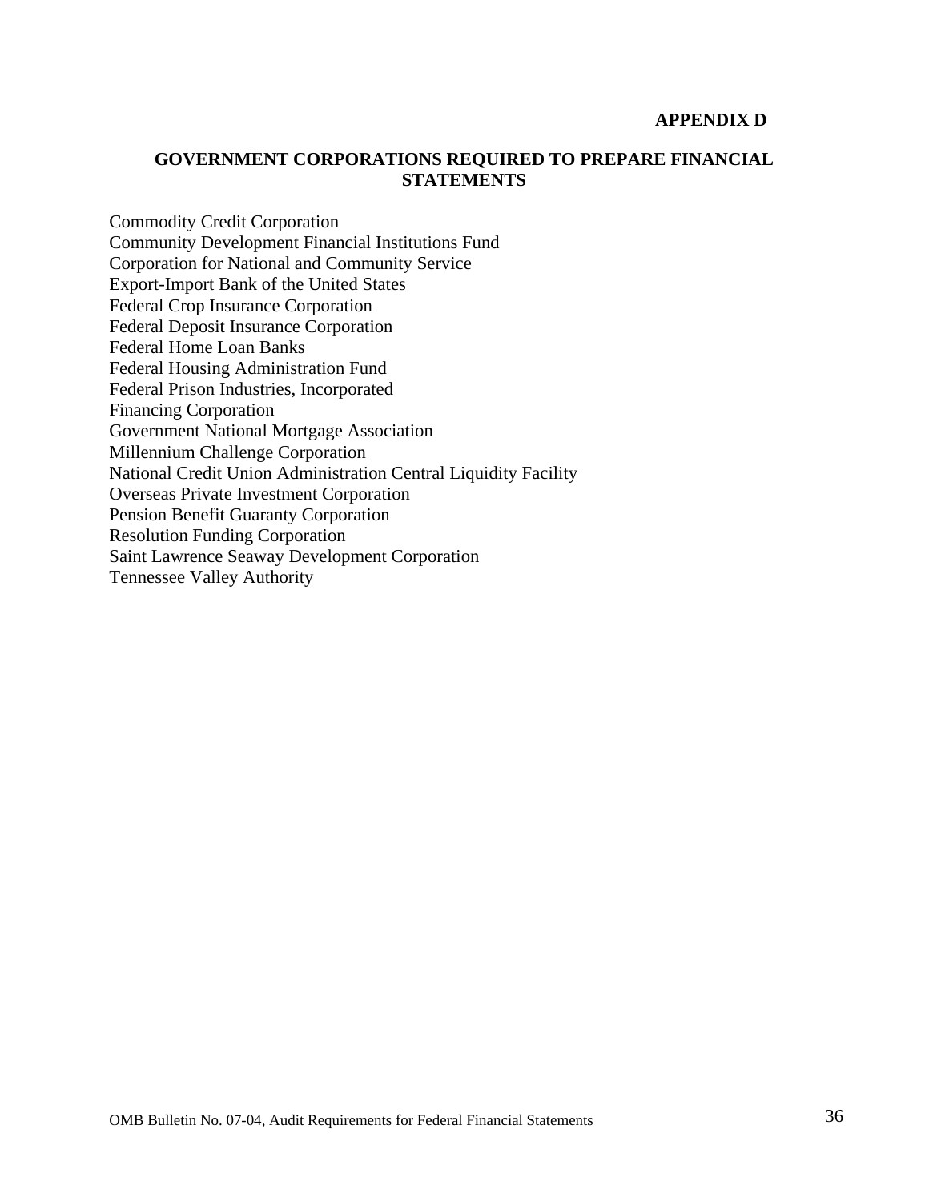**APPENDIX D**

## GOVERNMENT CORPORATIONS REQUIRED TO PREPARE FINANCIAL STATEMENTS

Commodity Credit Corporation
Community Development Financial Institutions Fund
Corporation for National and Community Service
Export-Import Bank of the United States
Federal Crop Insurance Corporation
Federal Deposit Insurance Corporation
Federal Home Loan Banks
Federal Housing Administration Fund
Federal Prison Industries, Incorporated
Financing Corporation
Government National Mortgage Association
Millennium Challenge Corporation
National Credit Union Administration Central Liquidity Facility
Overseas Private Investment Corporation
Pension Benefit Guaranty Corporation
Resolution Funding Corporation
Saint Lawrence Seaway Development Corporation
Tennessee Valley Authority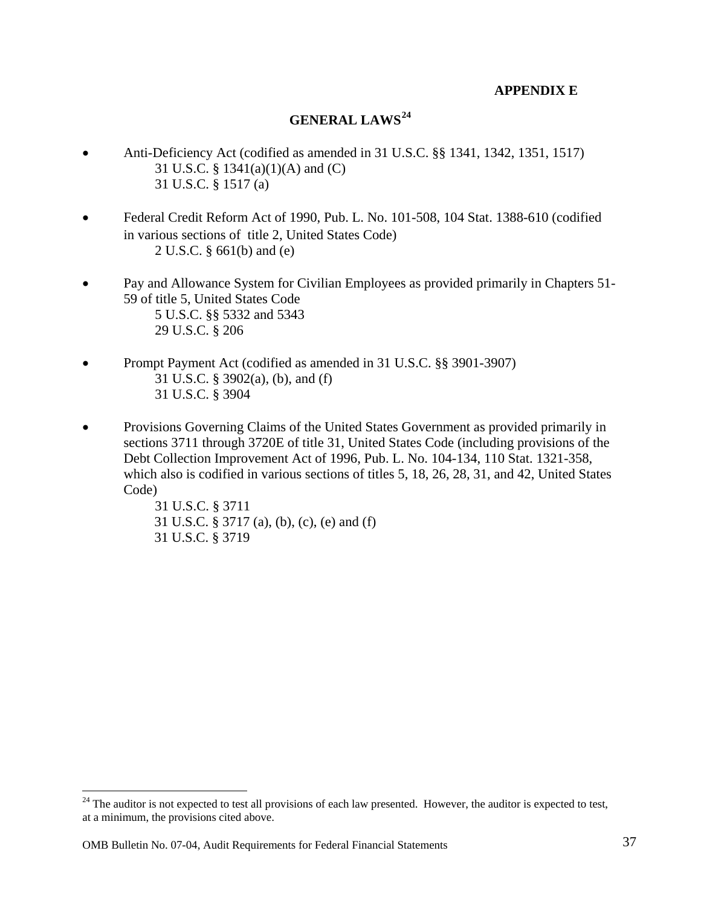**APPENDIX E**

## GENERAL LAWS[24]

- Anti-Deficiency Act (codified as amended in 31 U.S.C. §§ 1341, 1342, 1351, 1517)
  - 31 U.S.C. § 1341(a)(1)(A) and (C)
  - 31 U.S.C. § 1517 (a)

- Federal Credit Reform Act of 1990, Pub. L. No. 101-508, 104 Stat. 1388-610 (codified in various sections of title 2, United States Code)
  - 2 U.S.C. § 661(b) and (e)

- Pay and Allowance System for Civilian Employees as provided primarily in Chapters 51-59 of title 5, United States Code
  - 5 U.S.C. §§ 5332 and 5343
  - 29 U.S.C. § 206

- Prompt Payment Act (codified as amended in 31 U.S.C. §§ 3901-3907)
  - 31 U.S.C. § 3902(a), (b), and (f)
  - 31 U.S.C. § 3904

- Provisions Governing Claims of the United States Government as provided primarily in sections 3711 through 3720E of title 31, United States Code (including provisions of the Debt Collection Improvement Act of 1996, Pub. L. No. 104-134, 110 Stat. 1321-358, which also is codified in various sections of titles 5, 18, 26, 28, 31, and 42, United States Code)
  - 31 U.S.C. § 3711
  - 31 U.S.C. § 3717 (a), (b), (c), (e) and (f)
  - 31 U.S.C. § 3719

---

[24] The auditor is not expected to test all provisions of each law presented. However, the auditor is expected to test, at a minimum, the provisions cited above.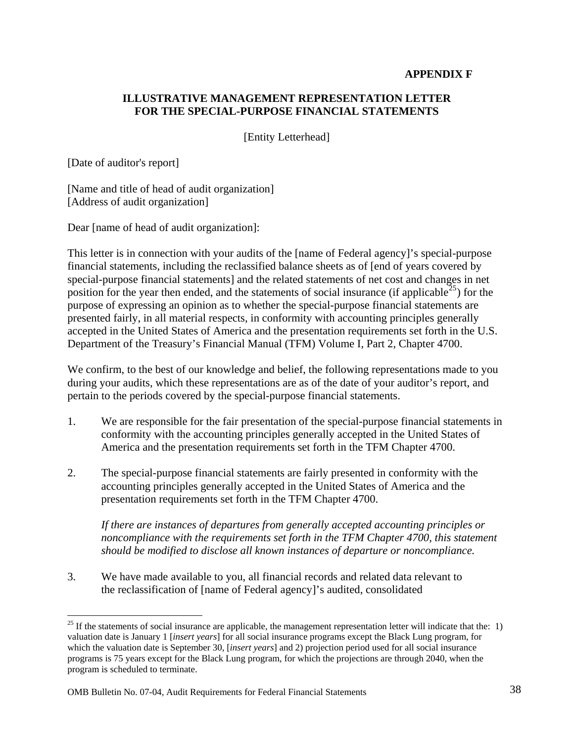**APPENDIX F**

## ILLUSTRATIVE MANAGEMENT REPRESENTATION LETTER FOR THE SPECIAL-PURPOSE FINANCIAL STATEMENTS

[Entity Letterhead]

[Date of auditor's report]

[Name and title of head of audit organization]
[Address of audit organization]

Dear [name of head of audit organization]:

This letter is in connection with your audits of the [name of Federal agency]'s special-purpose financial statements, including the reclassified balance sheets as of [end of years covered by special-purpose financial statements] and the related statements of net cost and changes in net position for the year then ended, and the statements of social insurance (if applicable[25]) for the purpose of expressing an opinion as to whether the special-purpose financial statements are presented fairly, in all material respects, in conformity with accounting principles generally accepted in the United States of America and the presentation requirements set forth in the U.S. Department of the Treasury's Financial Manual (TFM) Volume I, Part 2, Chapter 4700.

We confirm, to the best of our knowledge and belief, the following representations made to you during your audits, which these representations are as of the date of your auditor's report, and pertain to the periods covered by the special-purpose financial statements.

1. We are responsible for the fair presentation of the special-purpose financial statements in conformity with the accounting principles generally accepted in the United States of America and the presentation requirements set forth in the TFM Chapter 4700.

2. The special-purpose financial statements are fairly presented in conformity with the accounting principles generally accepted in the United States of America and the presentation requirements set forth in the TFM Chapter 4700.

   *If there are instances of departures from generally accepted accounting principles or noncompliance with the requirements set forth in the TFM Chapter 4700, this statement should be modified to disclose all known instances of departure or noncompliance.*

3. We have made available to you, all financial records and related data relevant to the reclassification of [name of Federal agency]'s audited, consolidated

[25] If the statements of social insurance are applicable, the management representation letter will indicate that the: 1) valuation date is January 1 [*insert years*] for all social insurance programs except the Black Lung program, for which the valuation date is September 30, [*insert years*] and 2) projection period used for all social insurance programs is 75 years except for the Black Lung program, for which the projections are through 2040, when the program is scheduled to terminate.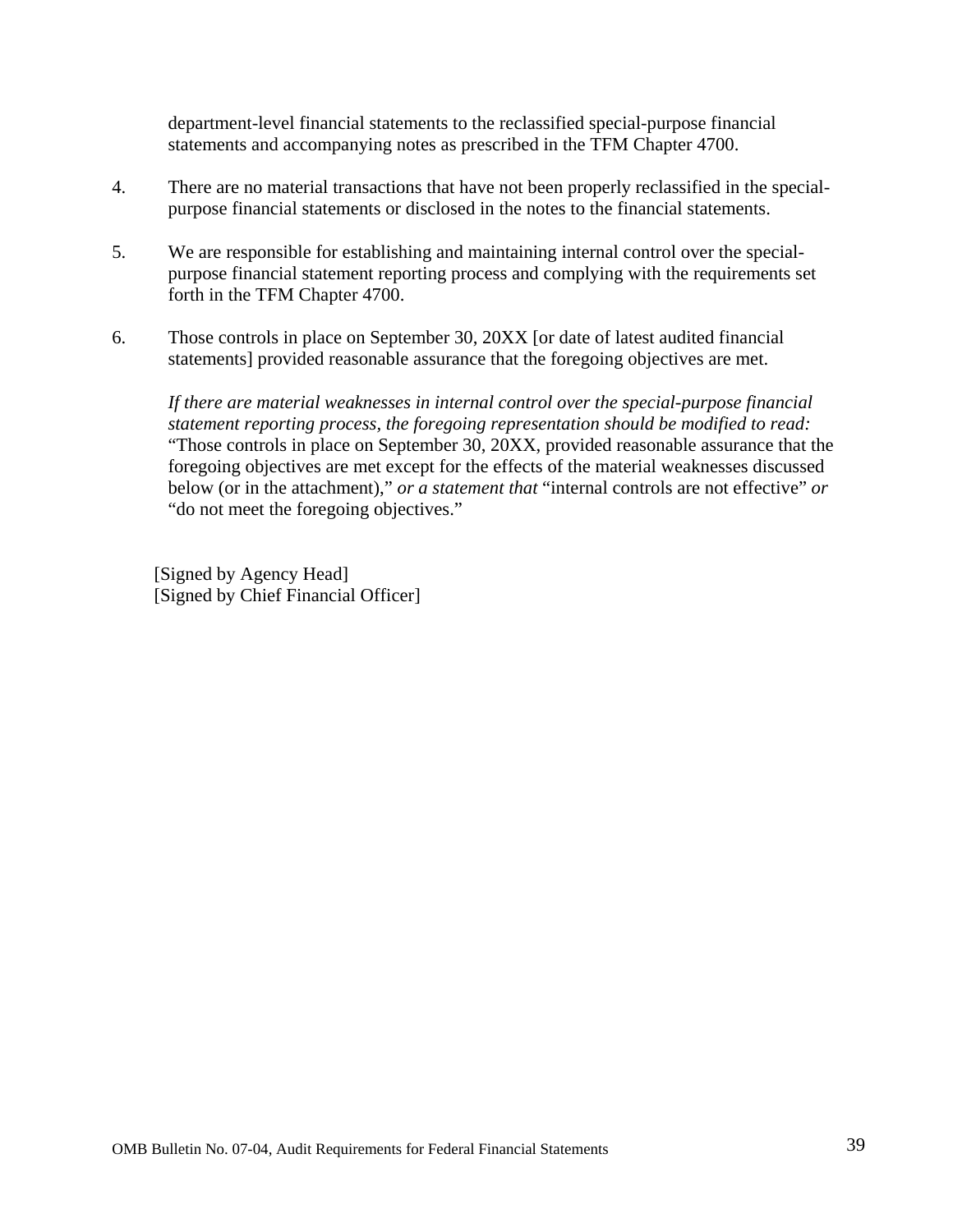department-level financial statements to the reclassified special-purpose financial statements and accompanying notes as prescribed in the TFM Chapter 4700.

4. There are no material transactions that have not been properly reclassified in the special-purpose financial statements or disclosed in the notes to the financial statements.

5. We are responsible for establishing and maintaining internal control over the special-purpose financial statement reporting process and complying with the requirements set forth in the TFM Chapter 4700.

6. Those controls in place on September 30, 20XX [or date of latest audited financial statements] provided reasonable assurance that the foregoing objectives are met.

   *If there are material weaknesses in internal control over the special-purpose financial statement reporting process, the foregoing representation should be modified to read:* "Those controls in place on September 30, 20XX, provided reasonable assurance that the foregoing objectives are met except for the effects of the material weaknesses discussed below (or in the attachment)," *or a statement that* "internal controls are not effective" *or* "do not meet the foregoing objectives."

[Signed by Agency Head]
[Signed by Chief Financial Officer]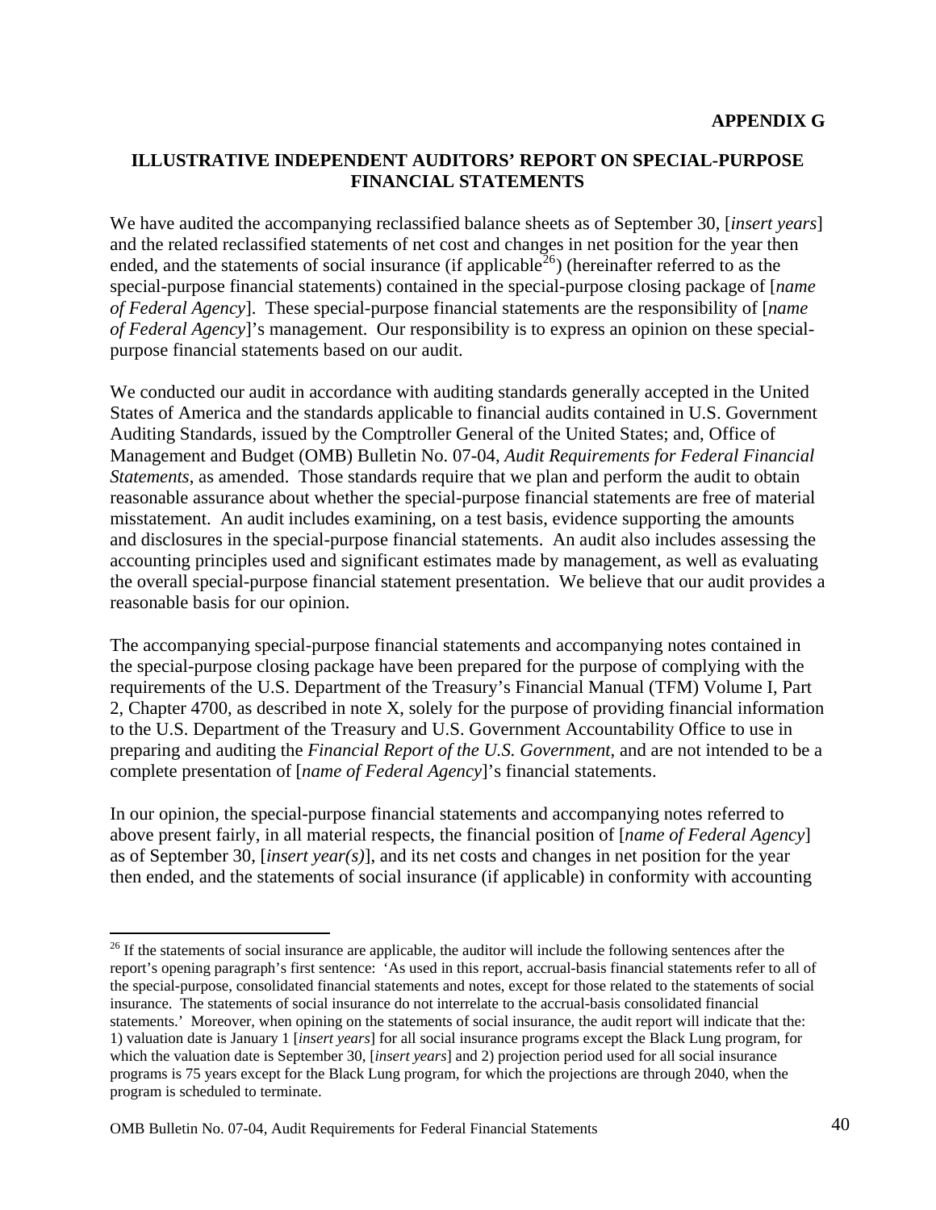**APPENDIX G**

**ILLUSTRATIVE INDEPENDENT AUDITORS' REPORT ON SPECIAL-PURPOSE FINANCIAL STATEMENTS**

We have audited the accompanying reclassified balance sheets as of September 30, [*insert years*] and the related reclassified statements of net cost and changes in net position for the year then ended, and the statements of social insurance (if applicable[26]) (hereinafter referred to as the special-purpose financial statements) contained in the special-purpose closing package of [*name of Federal Agency*]. These special-purpose financial statements are the responsibility of [*name of Federal Agency*]'s management. Our responsibility is to express an opinion on these special-purpose financial statements based on our audit.

We conducted our audit in accordance with auditing standards generally accepted in the United States of America and the standards applicable to financial audits contained in U.S. Government Auditing Standards, issued by the Comptroller General of the United States; and, Office of Management and Budget (OMB) Bulletin No. 07-04, *Audit Requirements for Federal Financial Statements*, as amended. Those standards require that we plan and perform the audit to obtain reasonable assurance about whether the special-purpose financial statements are free of material misstatement. An audit includes examining, on a test basis, evidence supporting the amounts and disclosures in the special-purpose financial statements. An audit also includes assessing the accounting principles used and significant estimates made by management, as well as evaluating the overall special-purpose financial statement presentation. We believe that our audit provides a reasonable basis for our opinion.

The accompanying special-purpose financial statements and accompanying notes contained in the special-purpose closing package have been prepared for the purpose of complying with the requirements of the U.S. Department of the Treasury's Financial Manual (TFM) Volume I, Part 2, Chapter 4700, as described in note X, solely for the purpose of providing financial information to the U.S. Department of the Treasury and U.S. Government Accountability Office to use in preparing and auditing the *Financial Report of the U.S. Government*, and are not intended to be a complete presentation of [*name of Federal Agency*]'s financial statements.

In our opinion, the special-purpose financial statements and accompanying notes referred to above present fairly, in all material respects, the financial position of [*name of Federal Agency*] as of September 30, [*insert year(s)*], and its net costs and changes in net position for the year then ended, and the statements of social insurance (if applicable) in conformity with accounting

---

[26] If the statements of social insurance are applicable, the auditor will include the following sentences after the report's opening paragraph's first sentence: 'As used in this report, accrual-basis financial statements refer to all of the special-purpose, consolidated financial statements and notes, except for those related to the statements of social insurance. The statements of social insurance do not interrelate to the accrual-basis consolidated financial statements.' Moreover, when opining on the statements of social insurance, the audit report will indicate that the: 1) valuation date is January 1 [*insert years*] for all social insurance programs except the Black Lung program, for which the valuation date is September 30, [*insert years*] and 2) projection period used for all social insurance programs is 75 years except for the Black Lung program, for which the projections are through 2040, when the program is scheduled to terminate.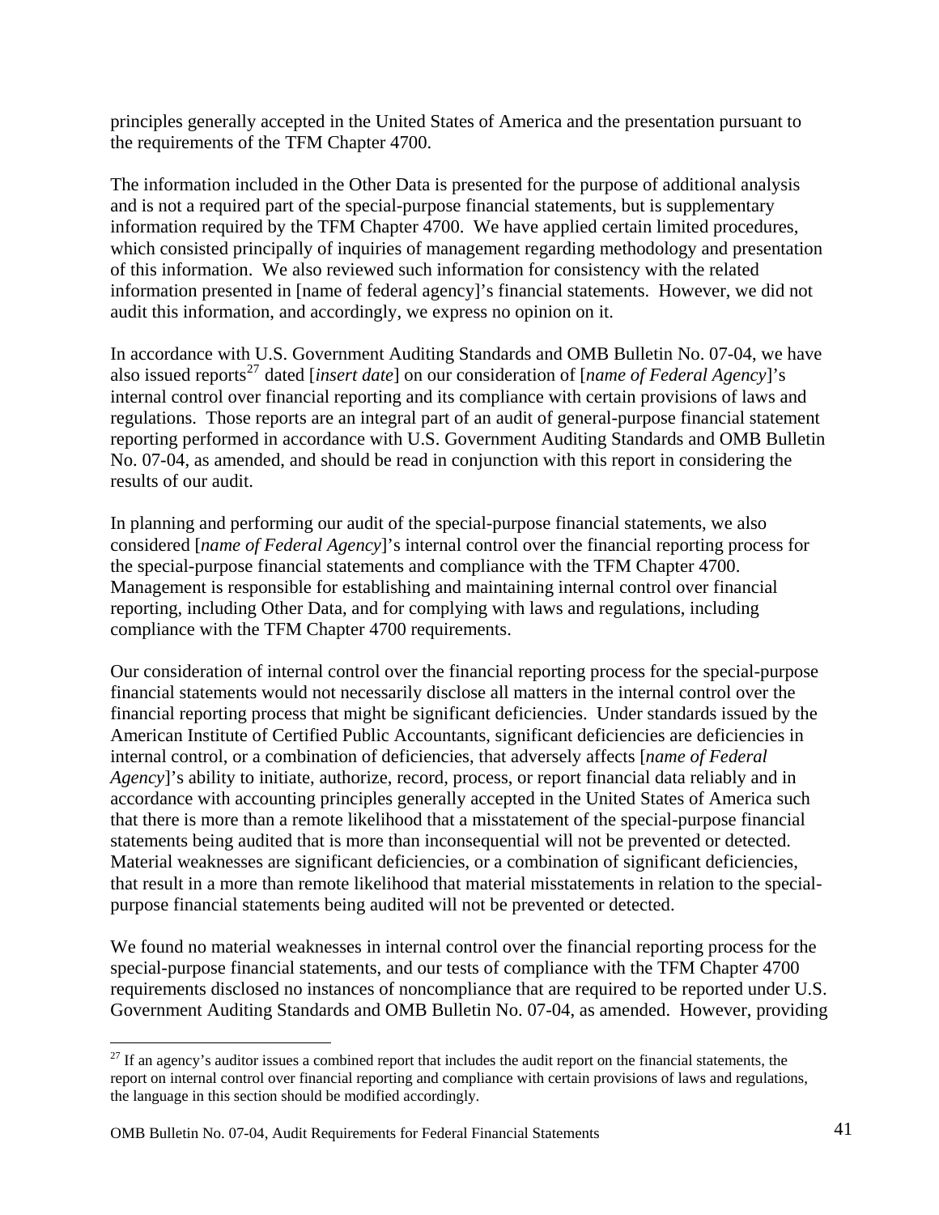principles generally accepted in the United States of America and the presentation pursuant to the requirements of the TFM Chapter 4700.

The information included in the Other Data is presented for the purpose of additional analysis and is not a required part of the special-purpose financial statements, but is supplementary information required by the TFM Chapter 4700. We have applied certain limited procedures, which consisted principally of inquiries of management regarding methodology and presentation of this information. We also reviewed such information for consistency with the related information presented in [name of federal agency]'s financial statements. However, we did not audit this information, and accordingly, we express no opinion on it.

In accordance with U.S. Government Auditing Standards and OMB Bulletin No. 07-04, we have also issued reports[27] dated [*insert date*] on our consideration of [*name of Federal Agency*]'s internal control over financial reporting and its compliance with certain provisions of laws and regulations. Those reports are an integral part of an audit of general-purpose financial statement reporting performed in accordance with U.S. Government Auditing Standards and OMB Bulletin No. 07-04, as amended, and should be read in conjunction with this report in considering the results of our audit.

In planning and performing our audit of the special-purpose financial statements, we also considered [*name of Federal Agency*]'s internal control over the financial reporting process for the special-purpose financial statements and compliance with the TFM Chapter 4700. Management is responsible for establishing and maintaining internal control over financial reporting, including Other Data, and for complying with laws and regulations, including compliance with the TFM Chapter 4700 requirements.

Our consideration of internal control over the financial reporting process for the special-purpose financial statements would not necessarily disclose all matters in the internal control over the financial reporting process that might be significant deficiencies. Under standards issued by the American Institute of Certified Public Accountants, significant deficiencies are deficiencies in internal control, or a combination of deficiencies, that adversely affects [*name of Federal Agency*]'s ability to initiate, authorize, record, process, or report financial data reliably and in accordance with accounting principles generally accepted in the United States of America such that there is more than a remote likelihood that a misstatement of the special-purpose financial statements being audited that is more than inconsequential will not be prevented or detected. Material weaknesses are significant deficiencies, or a combination of significant deficiencies, that result in a more than remote likelihood that material misstatements in relation to the special-purpose financial statements being audited will not be prevented or detected.

We found no material weaknesses in internal control over the financial reporting process for the special-purpose financial statements, and our tests of compliance with the TFM Chapter 4700 requirements disclosed no instances of noncompliance that are required to be reported under U.S. Government Auditing Standards and OMB Bulletin No. 07-04, as amended. However, providing

---

[27] If an agency's auditor issues a combined report that includes the audit report on the financial statements, the report on internal control over financial reporting and compliance with certain provisions of laws and regulations, the language in this section should be modified accordingly.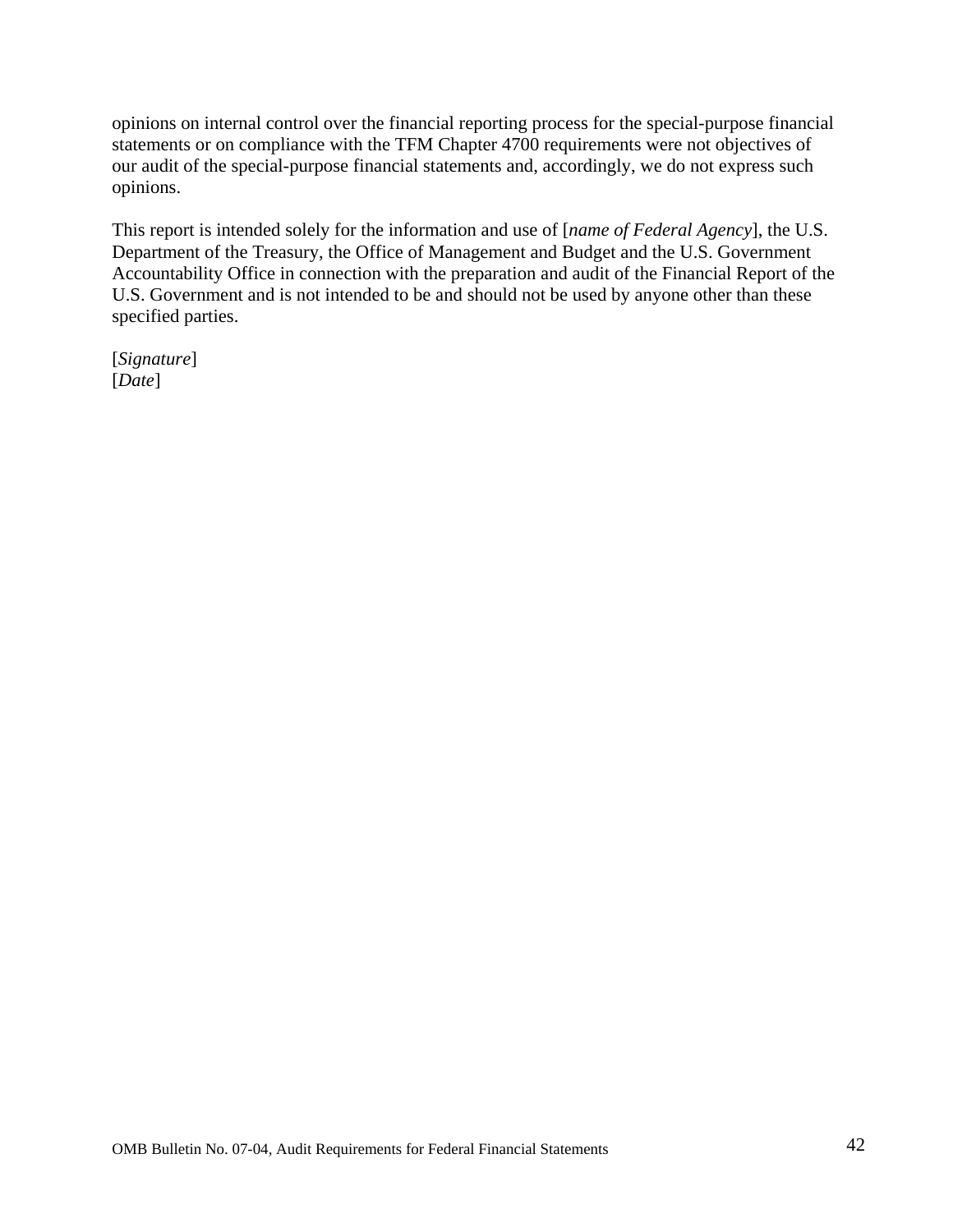opinions on internal control over the financial reporting process for the special-purpose financial statements or on compliance with the TFM Chapter 4700 requirements were not objectives of our audit of the special-purpose financial statements and, accordingly, we do not express such opinions.

This report is intended solely for the information and use of [*name of Federal Agency*], the U.S. Department of the Treasury, the Office of Management and Budget and the U.S. Government Accountability Office in connection with the preparation and audit of the Financial Report of the U.S. Government and is not intended to be and should not be used by anyone other than these specified parties.

[*Signature*]
[*Date*]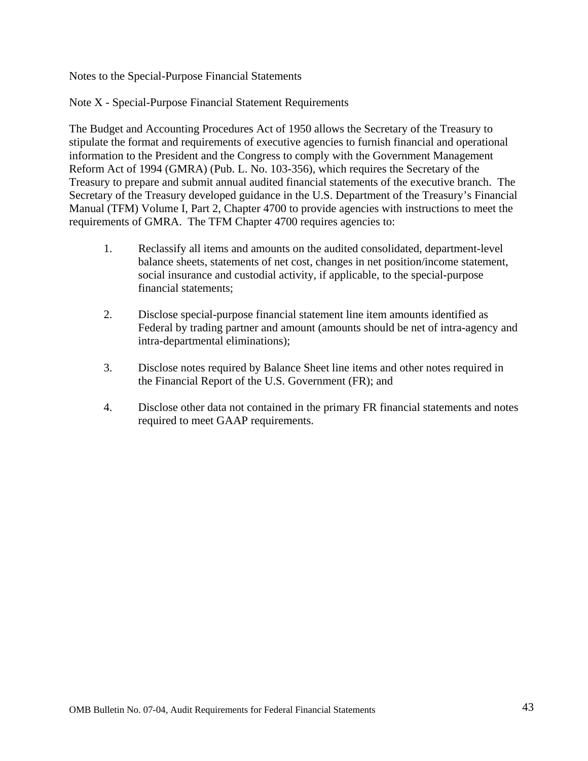Notes to the Special-Purpose Financial Statements

Note X - Special-Purpose Financial Statement Requirements

The Budget and Accounting Procedures Act of 1950 allows the Secretary of the Treasury to stipulate the format and requirements of executive agencies to furnish financial and operational information to the President and the Congress to comply with the Government Management Reform Act of 1994 (GMRA) (Pub. L. No. 103-356), which requires the Secretary of the Treasury to prepare and submit annual audited financial statements of the executive branch. The Secretary of the Treasury developed guidance in the U.S. Department of the Treasury's Financial Manual (TFM) Volume I, Part 2, Chapter 4700 to provide agencies with instructions to meet the requirements of GMRA. The TFM Chapter 4700 requires agencies to:

1. Reclassify all items and amounts on the audited consolidated, department-level balance sheets, statements of net cost, changes in net position/income statement, social insurance and custodial activity, if applicable, to the special-purpose financial statements;

2. Disclose special-purpose financial statement line item amounts identified as Federal by trading partner and amount (amounts should be net of intra-agency and intra-departmental eliminations);

3. Disclose notes required by Balance Sheet line items and other notes required in the Financial Report of the U.S. Government (FR); and

4. Disclose other data not contained in the primary FR financial statements and notes required to meet GAAP requirements.